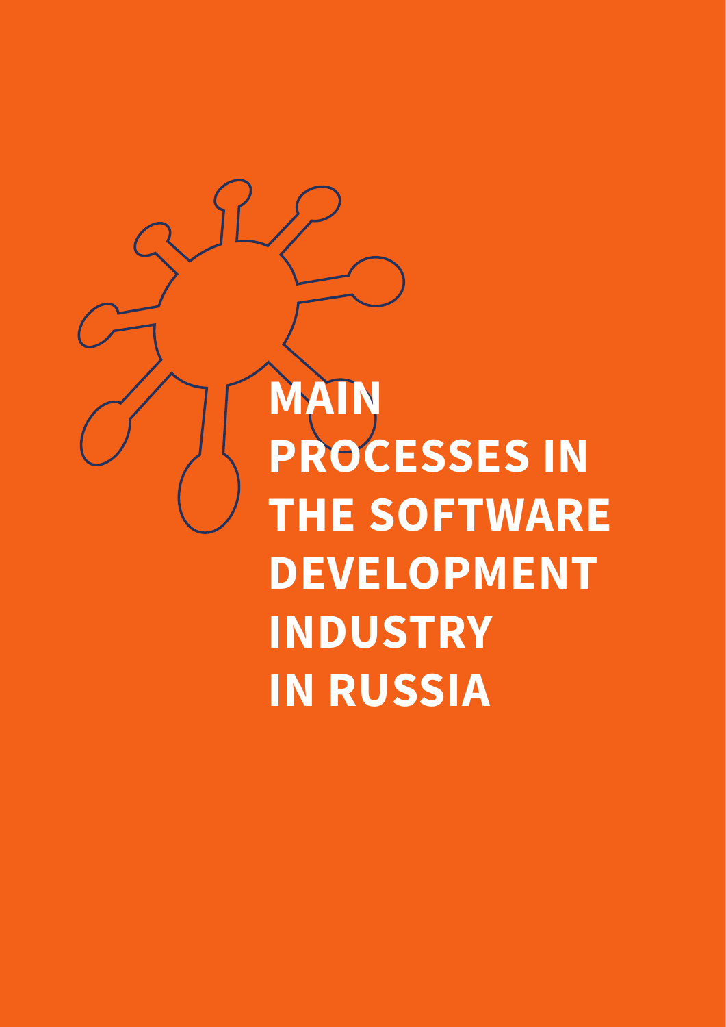# MAIN PROCESSES IN THE SOFTWARE DEVELOPMENT INDUSTRY IN RUSSIA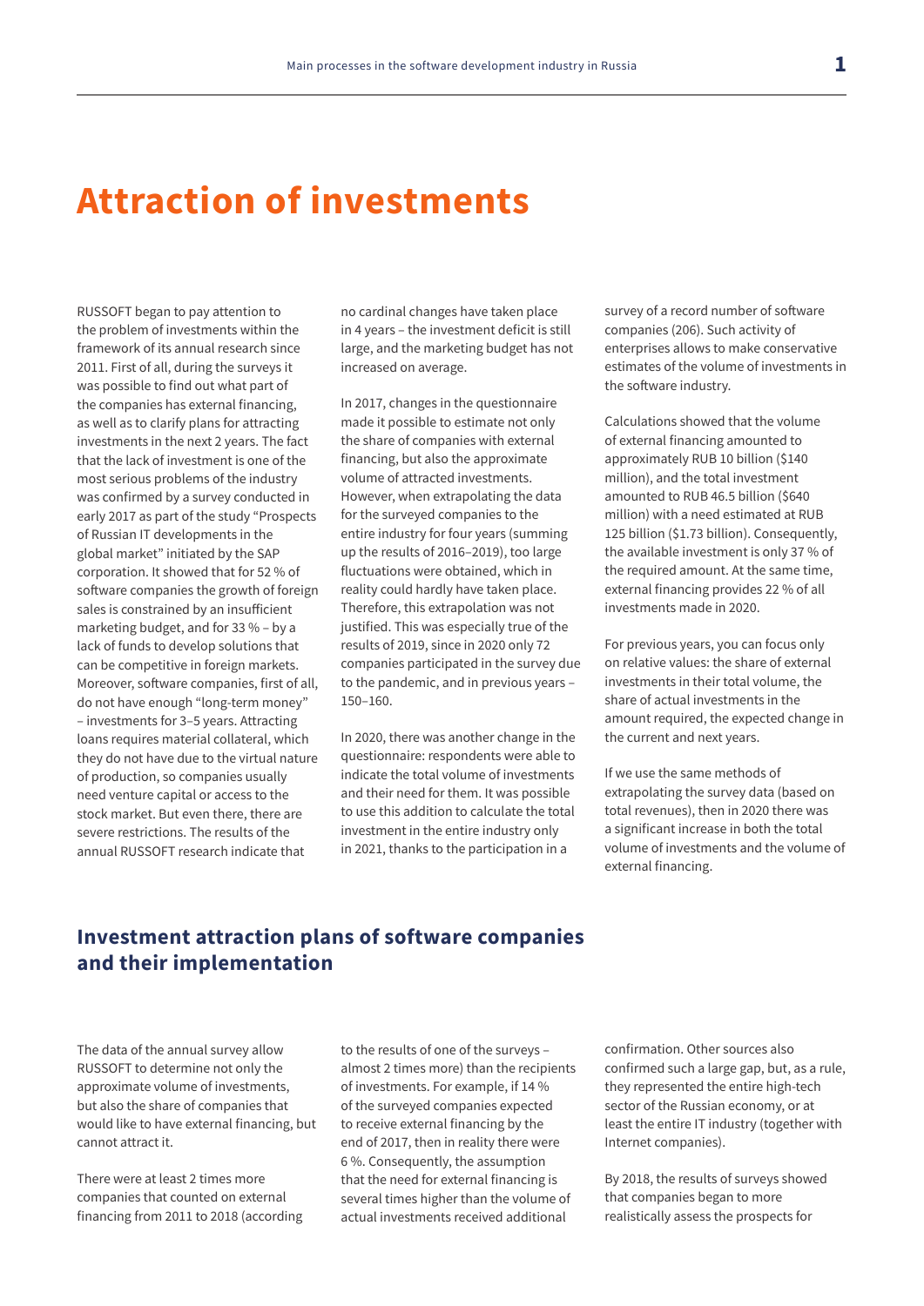# Attraction of investments

RUSSOFT began to pay attention to the problem of investments within the framework of its annual research since 2011. First of all, during the surveys it was possible to find out what part of the companies has external financing, as well as to clarify plans for attracting investments in the next 2 years. The fact that the lack of investment is one of the most serious problems of the industry was confirmed by a survey conducted in early 2017 as part of the study "Prospects of Russian IT developments in the global market" initiated by the SAP corporation. It showed that for 52 % of software companies the growth of foreign sales is constrained by an insufficient marketing budget, and for 33 % – by a lack of funds to develop solutions that can be competitive in foreign markets. Moreover, software companies, first of all, do not have enough "long-term money" – investments for 3–5 years. Attracting loans requires material collateral, which they do not have due to the virtual nature of production, so companies usually need venture capital or access to the stock market. But even there, there are severe restrictions. The results of the annual RUSSOFT research indicate that no cardinal changes have taken place in 4 years – the investment deficit is still large, and the marketing budget has not increased on average.

In 2017, changes in the questionnaire made it possible to estimate not only the share of companies with external financing, but also the approximate volume of attracted investments. However, when extrapolating the data for the surveyed companies to the entire industry for four years (summing up the results of 2016–2019), too large fluctuations were obtained, which in reality could hardly have taken place. Therefore, this extrapolation was not justified. This was especially true of the results of 2019, since in 2020 only 72 companies participated in the survey due to the pandemic, and in previous years – 150–160.

In 2020, there was another change in the questionnaire: respondents were able to indicate the total volume of investments and their need for them. It was possible to use this addition to calculate the total investment in the entire industry only in 2021, thanks to the participation in a survey of a record number of software companies (206). Such activity of enterprises allows to make conservative estimates of the volume of investments in the software industry.

Calculations showed that the volume of external financing amounted to approximately RUB 10 billion ($140 million), and the total investment amounted to RUB 46.5 billion ($640 million) with a need estimated at RUB 125 billion ($1.73 billion). Consequently, the available investment is only 37 % of the required amount. At the same time, external financing provides 22 % of all investments made in 2020.

For previous years, you can focus only on relative values: the share of external investments in their total volume, the share of actual investments in the amount required, the expected change in the current and next years.

If we use the same methods of extrapolating the survey data (based on total revenues), then in 2020 there was a significant increase in both the total volume of investments and the volume of external financing.

## Investment attraction plans of software companies and their implementation

The data of the annual survey allow RUSSOFT to determine not only the approximate volume of investments, but also the share of companies that would like to have external financing, but cannot attract it.

There were at least 2 times more companies that counted on external financing from 2011 to 2018 (according to the results of one of the surveys – almost 2 times more) than the recipients of investments. For example, if 14 % of the surveyed companies expected to receive external financing by the end of 2017, then in reality there were 6 %. Consequently, the assumption that the need for external financing is several times higher than the volume of actual investments received additional confirmation. Other sources also confirmed such a large gap, but, as a rule, they represented the entire high-tech sector of the Russian economy, or at least the entire IT industry (together with Internet companies).

By 2018, the results of surveys showed that companies began to more realistically assess the prospects for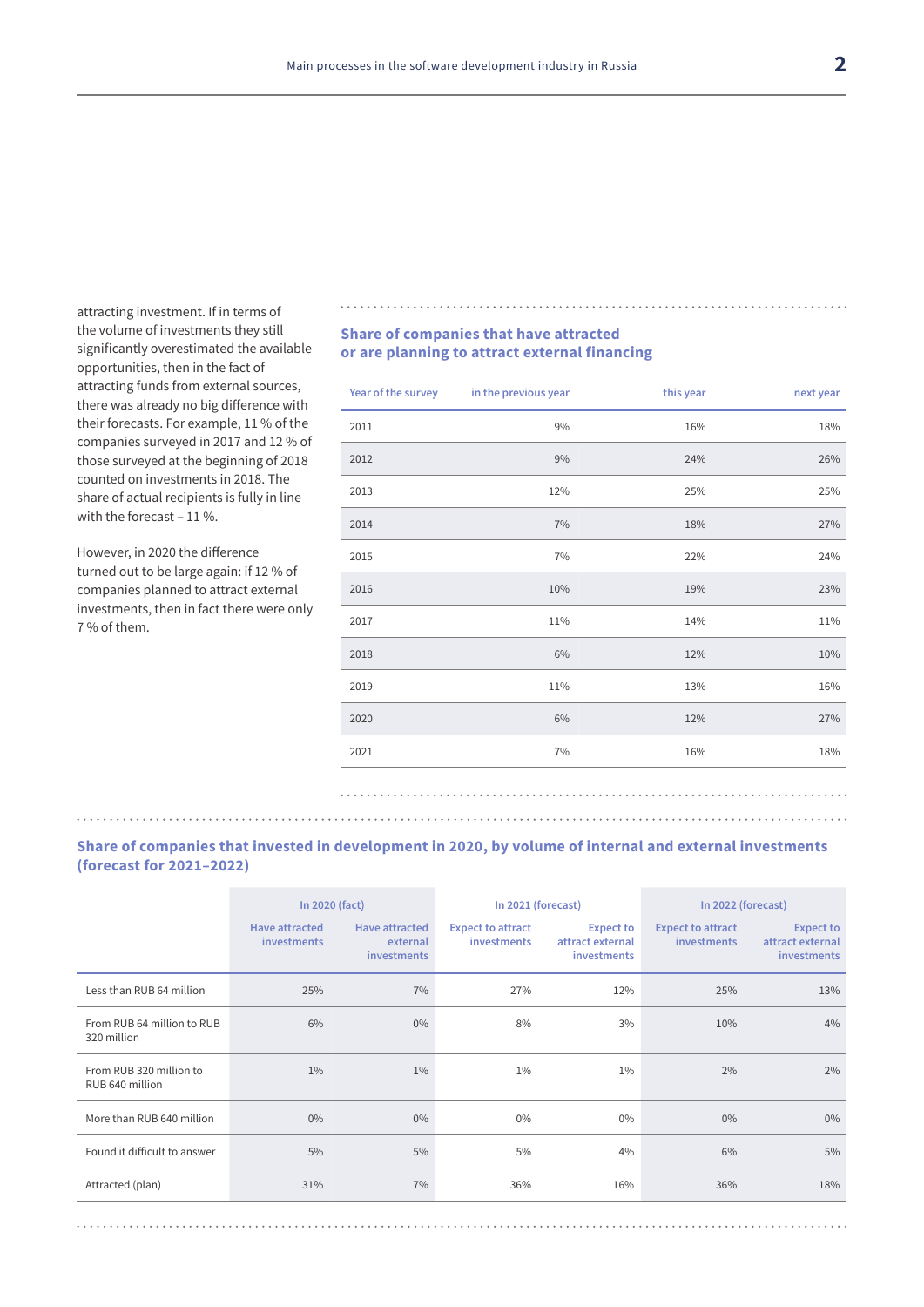attracting investment. If in terms of the volume of investments they still significantly overestimated the available opportunities, then in the fact of attracting funds from external sources, there was already no big difference with their forecasts. For example, 11 % of the companies surveyed in 2017 and 12 % of those surveyed at the beginning of 2018 counted on investments in 2018. The share of actual recipients is fully in line with the forecast – 11 %.

However, in 2020 the difference turned out to be large again: if 12 % of companies planned to attract external investments, then in fact there were only 7 % of them.

### Share of companies that have attracted or are planning to attract external financing

| Year of the survey | in the previous year | this year | next year |
|---|---|---|---|
| 2011 | 9% | 16% | 18% |
| 2012 | 9% | 24% | 26% |
| 2013 | 12% | 25% | 25% |
| 2014 | 7% | 18% | 27% |
| 2015 | 7% | 22% | 24% |
| 2016 | 10% | 19% | 23% |
| 2017 | 11% | 14% | 11% |
| 2018 | 6% | 12% | 10% |
| 2019 | 11% | 13% | 16% |
| 2020 | 6% | 12% | 27% |
| 2021 | 7% | 16% | 18% |

### Share of companies that invested in development in 2020, by volume of internal and external investments (forecast for 2021–2022)

| | In 2020 (fact) | | In 2021 (forecast) | | In 2022 (forecast) | |
|---|---|---|---|---|---|---|
| | Have attracted investments | Have attracted external investments | Expect to attract investments | Expect to attract external investments | Expect to attract investments | Expect to attract external investments |
| Less than RUB 64 million | 25% | 7% | 27% | 12% | 25% | 13% |
| From RUB 64 million to RUB 320 million | 6% | 0% | 8% | 3% | 10% | 4% |
| From RUB 320 million to RUB 640 million | 1% | 1% | 1% | 1% | 2% | 2% |
| More than RUB 640 million | 0% | 0% | 0% | 0% | 0% | 0% |
| Found it difficult to answer | 5% | 5% | 5% | 4% | 6% | 5% |
| Attracted (plan) | 31% | 7% | 36% | 16% | 36% | 18% |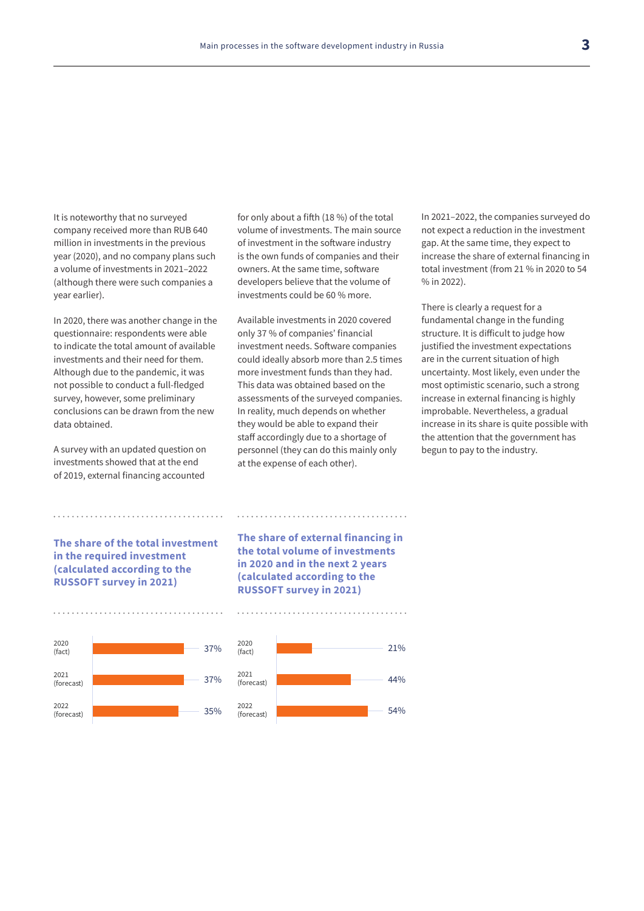It is noteworthy that no surveyed company received more than RUB 640 million in investments in the previous year (2020), and no company plans such a volume of investments in 2021–2022 (although there were such companies a year earlier).

In 2020, there was another change in the questionnaire: respondents were able to indicate the total amount of available investments and their need for them. Although due to the pandemic, it was not possible to conduct a full-fledged survey, however, some preliminary conclusions can be drawn from the new data obtained.

A survey with an updated question on investments showed that at the end of 2019, external financing accounted for only about a fifth (18 %) of the total volume of investments. The main source of investment in the software industry is the own funds of companies and their owners. At the same time, software developers believe that the volume of investments could be 60 % more.

Available investments in 2020 covered only 37 % of companies' financial investment needs. Software companies could ideally absorb more than 2.5 times more investment funds than they had. This data was obtained based on the assessments of the surveyed companies. In reality, much depends on whether they would be able to expand their staff accordingly due to a shortage of personnel (they can do this mainly only at the expense of each other).

In 2021–2022, the companies surveyed do not expect a reduction in the investment gap. At the same time, they expect to increase the share of external financing in total investment (from 21 % in 2020 to 54 % in 2022).

There is clearly a request for a fundamental change in the funding structure. It is difficult to judge how justified the investment expectations are in the current situation of high uncertainty. Most likely, even under the most optimistic scenario, such a strong increase in external financing is highly improbable. Nevertheless, a gradual increase in its share is quite possible with the attention that the government has begun to pay to the industry.

**The share of the total investment in the required investment (calculated according to the RUSSOFT survey in 2021)**

| Year | Share |
|---|---|
| 2020 (fact) | 37% |
| 2021 (forecast) | 37% |
| 2022 (forecast) | 35% |

**The share of external financing in the total volume of investments in 2020 and in the next 2 years (calculated according to the RUSSOFT survey in 2021)**

| Year | Share |
|---|---|
| 2020 (fact) | 21% |
| 2021 (forecast) | 44% |
| 2022 (forecast) | 54% |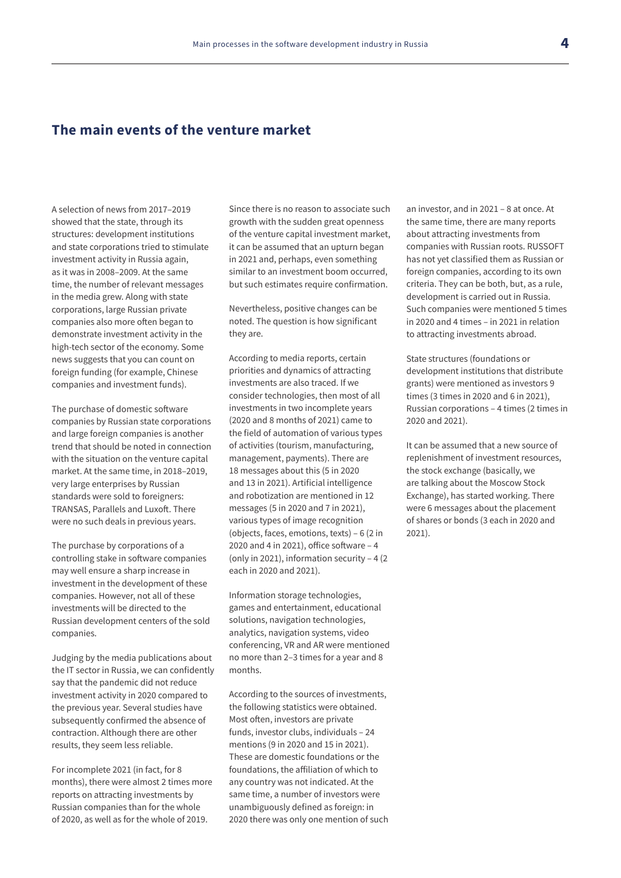## The main events of the venture market

A selection of news from 2017–2019 showed that the state, through its structures: development institutions and state corporations tried to stimulate investment activity in Russia again, as it was in 2008–2009. At the same time, the number of relevant messages in the media grew. Along with state corporations, large Russian private companies also more often began to demonstrate investment activity in the high-tech sector of the economy. Some news suggests that you can count on foreign funding (for example, Chinese companies and investment funds).

The purchase of domestic software companies by Russian state corporations and large foreign companies is another trend that should be noted in connection with the situation on the venture capital market. At the same time, in 2018–2019, very large enterprises by Russian standards were sold to foreigners: TRANSAS, Parallels and Luxoft. There were no such deals in previous years.

The purchase by corporations of a controlling stake in software companies may well ensure a sharp increase in investment in the development of these companies. However, not all of these investments will be directed to the Russian development centers of the sold companies.

Judging by the media publications about the IT sector in Russia, we can confidently say that the pandemic did not reduce investment activity in 2020 compared to the previous year. Several studies have subsequently confirmed the absence of contraction. Although there are other results, they seem less reliable.

For incomplete 2021 (in fact, for 8 months), there were almost 2 times more reports on attracting investments by Russian companies than for the whole of 2020, as well as for the whole of 2019.

Since there is no reason to associate such growth with the sudden great openness of the venture capital investment market, it can be assumed that an upturn began in 2021 and, perhaps, even something similar to an investment boom occurred, but such estimates require confirmation.

Nevertheless, positive changes can be noted. The question is how significant they are.

According to media reports, certain priorities and dynamics of attracting investments are also traced. If we consider technologies, then most of all investments in two incomplete years (2020 and 8 months of 2021) came to the field of automation of various types of activities (tourism, manufacturing, management, payments). There are 18 messages about this (5 in 2020 and 13 in 2021). Artificial intelligence and robotization are mentioned in 12 messages (5 in 2020 and 7 in 2021), various types of image recognition (objects, faces, emotions, texts) – 6 (2 in 2020 and 4 in 2021), office software – 4 (only in 2021), information security – 4 (2 each in 2020 and 2021).

Information storage technologies, games and entertainment, educational solutions, navigation technologies, analytics, navigation systems, video conferencing, VR and AR were mentioned no more than 2–3 times for a year and 8 months.

According to the sources of investments, the following statistics were obtained. Most often, investors are private funds, investor clubs, individuals – 24 mentions (9 in 2020 and 15 in 2021). These are domestic foundations or the foundations, the affiliation of which to any country was not indicated. At the same time, a number of investors were unambiguously defined as foreign: in 2020 there was only one mention of such an investor, and in 2021 – 8 at once. At the same time, there are many reports about attracting investments from companies with Russian roots. RUSSOFT has not yet classified them as Russian or foreign companies, according to its own criteria. They can be both, but, as a rule, development is carried out in Russia. Such companies were mentioned 5 times in 2020 and 4 times – in 2021 in relation to attracting investments abroad.

State structures (foundations or development institutions that distribute grants) were mentioned as investors 9 times (3 times in 2020 and 6 in 2021), Russian corporations – 4 times (2 times in 2020 and 2021).

It can be assumed that a new source of replenishment of investment resources, the stock exchange (basically, we are talking about the Moscow Stock Exchange), has started working. There were 6 messages about the placement of shares or bonds (3 each in 2020 and 2021).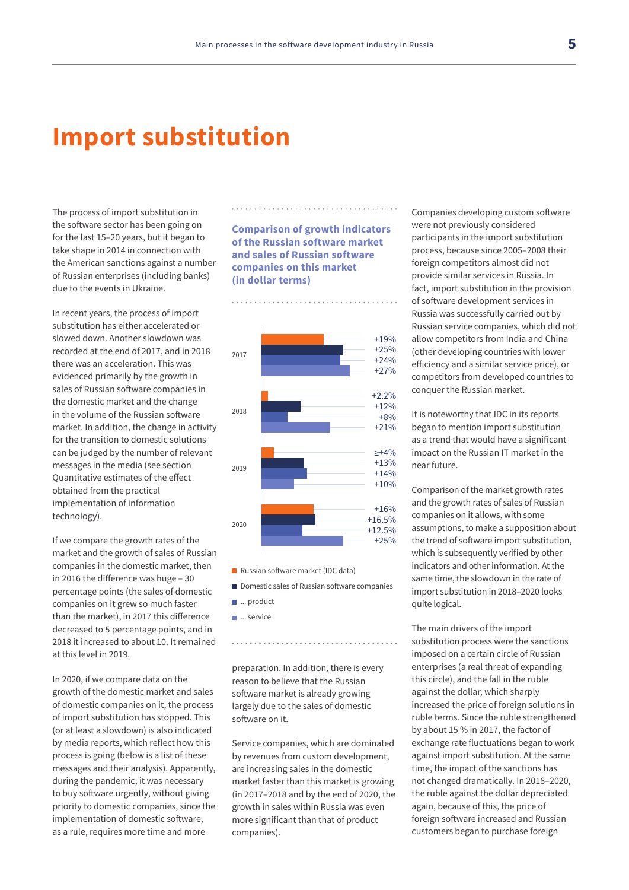# Import substitution

The process of import substitution in the software sector has been going on for the last 15–20 years, but it began to take shape in 2014 in connection with the American sanctions against a number of Russian enterprises (including banks) due to the events in Ukraine.

In recent years, the process of import substitution has either accelerated or slowed down. Another slowdown was recorded at the end of 2017, and in 2018 there was an acceleration. This was evidenced primarily by the growth in sales of Russian software companies in the domestic market and the change in the volume of the Russian software market. In addition, the change in activity for the transition to domestic solutions can be judged by the number of relevant messages in the media (see section Quantitative estimates of the effect obtained from the practical implementation of information technology).

If we compare the growth rates of the market and the growth of sales of Russian companies in the domestic market, then in 2016 the difference was huge – 30 percentage points (the sales of domestic companies on it grew so much faster than the market), in 2017 this difference decreased to 5 percentage points, and in 2018 it increased to about 10. It remained at this level in 2019.

In 2020, if we compare data on the growth of the domestic market and sales of domestic companies on it, the process of import substitution has stopped. This (or at least a slowdown) is also indicated by media reports, which reflect how this process is going (below is a list of these messages and their analysis). Apparently, during the pandemic, it was necessary to buy software urgently, without giving priority to domestic companies, since the implementation of domestic software, as a rule, requires more time and more preparation. In addition, there is every reason to believe that the Russian software market is already growing largely due to the sales of domestic software on it.

**Comparison of growth indicators of the Russian software market and sales of Russian software companies on this market (in dollar terms)**

| Year | Russian software market (IDC data) | Domestic sales of Russian software companies | ... product | ... service |
|---|---|---|---|---|
| 2017 | +19% | +25% | +24% | +27% |
| 2018 | +2.2% | +12% | +8% | +21% |
| 2019 | ≥+4% | +13% | +14% | +10% |
| 2020 | +16% | +16.5% | +12.5% | +25% |

Service companies, which are dominated by revenues from custom development, are increasing sales in the domestic market faster than this market is growing (in 2017–2018 and by the end of 2020, the growth in sales within Russia was even more significant than that of product companies).

Companies developing custom software were not previously considered participants in the import substitution process, because since 2005–2008 their foreign competitors almost did not provide similar services in Russia. In fact, import substitution in the provision of software development services in Russia was successfully carried out by Russian service companies, which did not allow competitors from India and China (other developing countries with lower efficiency and a similar service price), or competitors from developed countries to conquer the Russian market.

It is noteworthy that IDC in its reports began to mention import substitution as a trend that would have a significant impact on the Russian IT market in the near future.

Comparison of the market growth rates and the growth rates of sales of Russian companies on it allows, with some assumptions, to make a supposition about the trend of software import substitution, which is subsequently verified by other indicators and other information. At the same time, the slowdown in the rate of import substitution in 2018–2020 looks quite logical.

The main drivers of the import substitution process were the sanctions imposed on a certain circle of Russian enterprises (a real threat of expanding this circle), and the fall in the ruble against the dollar, which sharply increased the price of foreign solutions in ruble terms. Since the ruble strengthened by about 15 % in 2017, the factor of exchange rate fluctuations began to work against import substitution. At the same time, the impact of the sanctions has not changed dramatically. In 2018–2020, the ruble against the dollar depreciated again, because of this, the price of foreign software increased and Russian customers began to purchase foreign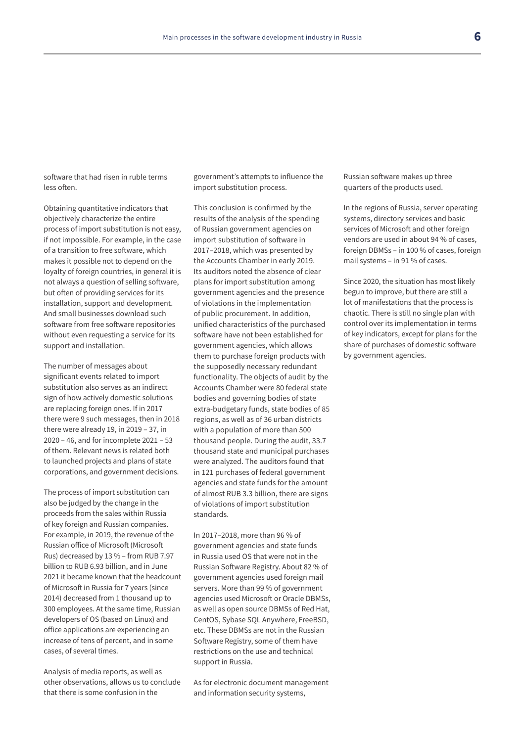software that had risen in ruble terms less often.

Obtaining quantitative indicators that objectively characterize the entire process of import substitution is not easy, if not impossible. For example, in the case of a transition to free software, which makes it possible not to depend on the loyalty of foreign countries, in general it is not always a question of selling software, but often of providing services for its installation, support and development. And small businesses download such software from free software repositories without even requesting a service for its support and installation.

The number of messages about significant events related to import substitution also serves as an indirect sign of how actively domestic solutions are replacing foreign ones. If in 2017 there were 9 such messages, then in 2018 there were already 19, in 2019 – 37, in 2020 – 46, and for incomplete 2021 – 53 of them. Relevant news is related both to launched projects and plans of state corporations, and government decisions.

The process of import substitution can also be judged by the change in the proceeds from the sales within Russia of key foreign and Russian companies. For example, in 2019, the revenue of the Russian office of Microsoft (Microsoft Rus) decreased by 13 % – from RUB 7.97 billion to RUB 6.93 billion, and in June 2021 it became known that the headcount of Microsoft in Russia for 7 years (since 2014) decreased from 1 thousand up to 300 employees. At the same time, Russian developers of OS (based on Linux) and office applications are experiencing an increase of tens of percent, and in some cases, of several times.

Analysis of media reports, as well as other observations, allows us to conclude that there is some confusion in the government's attempts to influence the import substitution process.

This conclusion is confirmed by the results of the analysis of the spending of Russian government agencies on import substitution of software in 2017–2018, which was presented by the Accounts Chamber in early 2019. Its auditors noted the absence of clear plans for import substitution among government agencies and the presence of violations in the implementation of public procurement. In addition, unified characteristics of the purchased software have not been established for government agencies, which allows them to purchase foreign products with the supposedly necessary redundant functionality. The objects of audit by the Accounts Chamber were 80 federal state bodies and governing bodies of state extra-budgetary funds, state bodies of 85 regions, as well as of 36 urban districts with a population of more than 500 thousand people. During the audit, 33.7 thousand state and municipal purchases were analyzed. The auditors found that in 121 purchases of federal government agencies and state funds for the amount of almost RUB 3.3 billion, there are signs of violations of import substitution standards.

In 2017–2018, more than 96 % of government agencies and state funds in Russia used OS that were not in the Russian Software Registry. About 82 % of government agencies used foreign mail servers. More than 99 % of government agencies used Microsoft or Oracle DBMSs, as well as open source DBMSs of Red Hat, CentOS, Sybase SQL Anywhere, FreeBSD, etc. These DBMSs are not in the Russian Software Registry, some of them have restrictions on the use and technical support in Russia.

As for electronic document management and information security systems, Russian software makes up three quarters of the products used.

In the regions of Russia, server operating systems, directory services and basic services of Microsoft and other foreign vendors are used in about 94 % of cases, foreign DBMSs – in 100 % of cases, foreign mail systems – in 91 % of cases.

Since 2020, the situation has most likely begun to improve, but there are still a lot of manifestations that the process is chaotic. There is still no single plan with control over its implementation in terms of key indicators, except for plans for the share of purchases of domestic software by government agencies.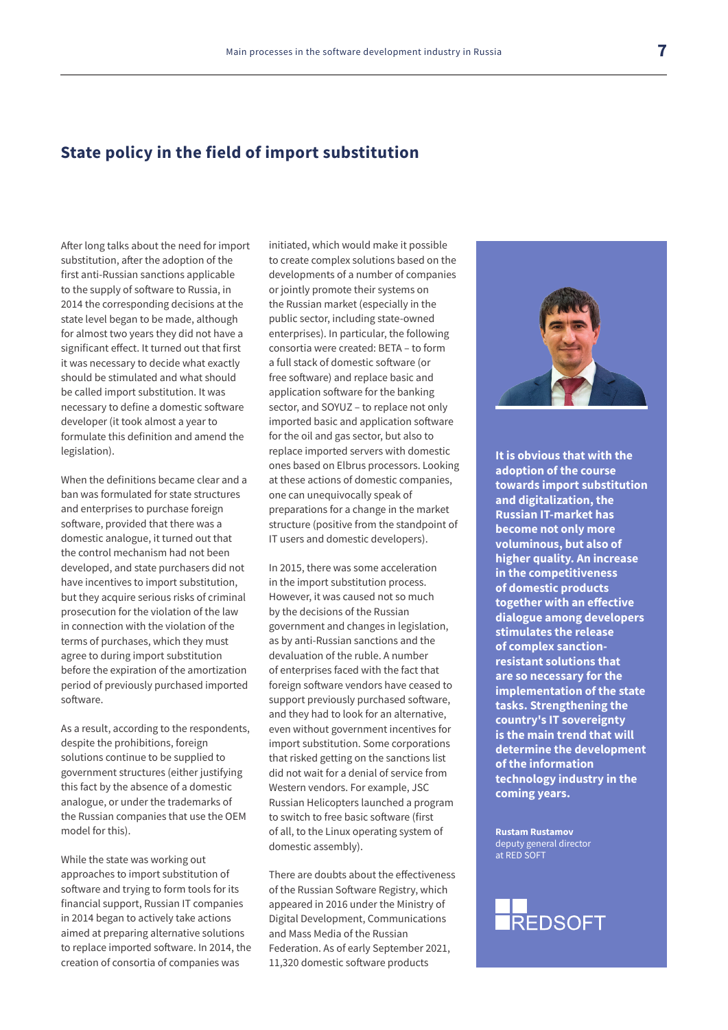## State policy in the field of import substitution

After long talks about the need for import substitution, after the adoption of the first anti-Russian sanctions applicable to the supply of software to Russia, in 2014 the corresponding decisions at the state level began to be made, although for almost two years they did not have a significant effect. It turned out that first it was necessary to decide what exactly should be stimulated and what should be called import substitution. It was necessary to define a domestic software developer (it took almost a year to formulate this definition and amend the legislation).

When the definitions became clear and a ban was formulated for state structures and enterprises to purchase foreign software, provided that there was a domestic analogue, it turned out that the control mechanism had not been developed, and state purchasers did not have incentives to import substitution, but they acquire serious risks of criminal prosecution for the violation of the law in connection with the violation of the terms of purchases, which they must agree to during import substitution before the expiration of the amortization period of previously purchased imported software.

As a result, according to the respondents, despite the prohibitions, foreign solutions continue to be supplied to government structures (either justifying this fact by the absence of a domestic analogue, or under the trademarks of the Russian companies that use the OEM model for this).

While the state was working out approaches to import substitution of software and trying to form tools for its financial support, Russian IT companies in 2014 began to actively take actions aimed at preparing alternative solutions to replace imported software. In 2014, the creation of consortia of companies was initiated, which would make it possible to create complex solutions based on the developments of a number of companies or jointly promote their systems on the Russian market (especially in the public sector, including state-owned enterprises). In particular, the following consortia were created: BETA – to form a full stack of domestic software (or free software) and replace basic and application software for the banking sector, and SOYUZ – to replace not only imported basic and application software for the oil and gas sector, but also to replace imported servers with domestic ones based on Elbrus processors. Looking at these actions of domestic companies, one can unequivocally speak of preparations for a change in the market structure (positive from the standpoint of IT users and domestic developers).

In 2015, there was some acceleration in the import substitution process. However, it was caused not so much by the decisions of the Russian government and changes in legislation, as by anti-Russian sanctions and the devaluation of the ruble. A number of enterprises faced with the fact that foreign software vendors have ceased to support previously purchased software, and they had to look for an alternative, even without government incentives for import substitution. Some corporations that risked getting on the sanctions list did not wait for a denial of service from Western vendors. For example, JSC Russian Helicopters launched a program to switch to free basic software (first of all, to the Linux operating system of domestic assembly).

There are doubts about the effectiveness of the Russian Software Registry, which appeared in 2016 under the Ministry of Digital Development, Communications and Mass Media of the Russian Federation. As of early September 2021, 11,320 domestic software products

**It is obvious that with the adoption of the course towards import substitution and digitalization, the Russian IT-market has become not only more voluminous, but also of higher quality. An increase in the competitiveness of domestic products together with an effective dialogue among developers stimulates the release of complex sanction-resistant solutions that are so necessary for the implementation of the state tasks. Strengthening the country's IT sovereignty is the main trend that will determine the development of the information technology industry in the coming years.**

**Rustam Rustamov**
deputy general director
at RED SOFT

REDSOFT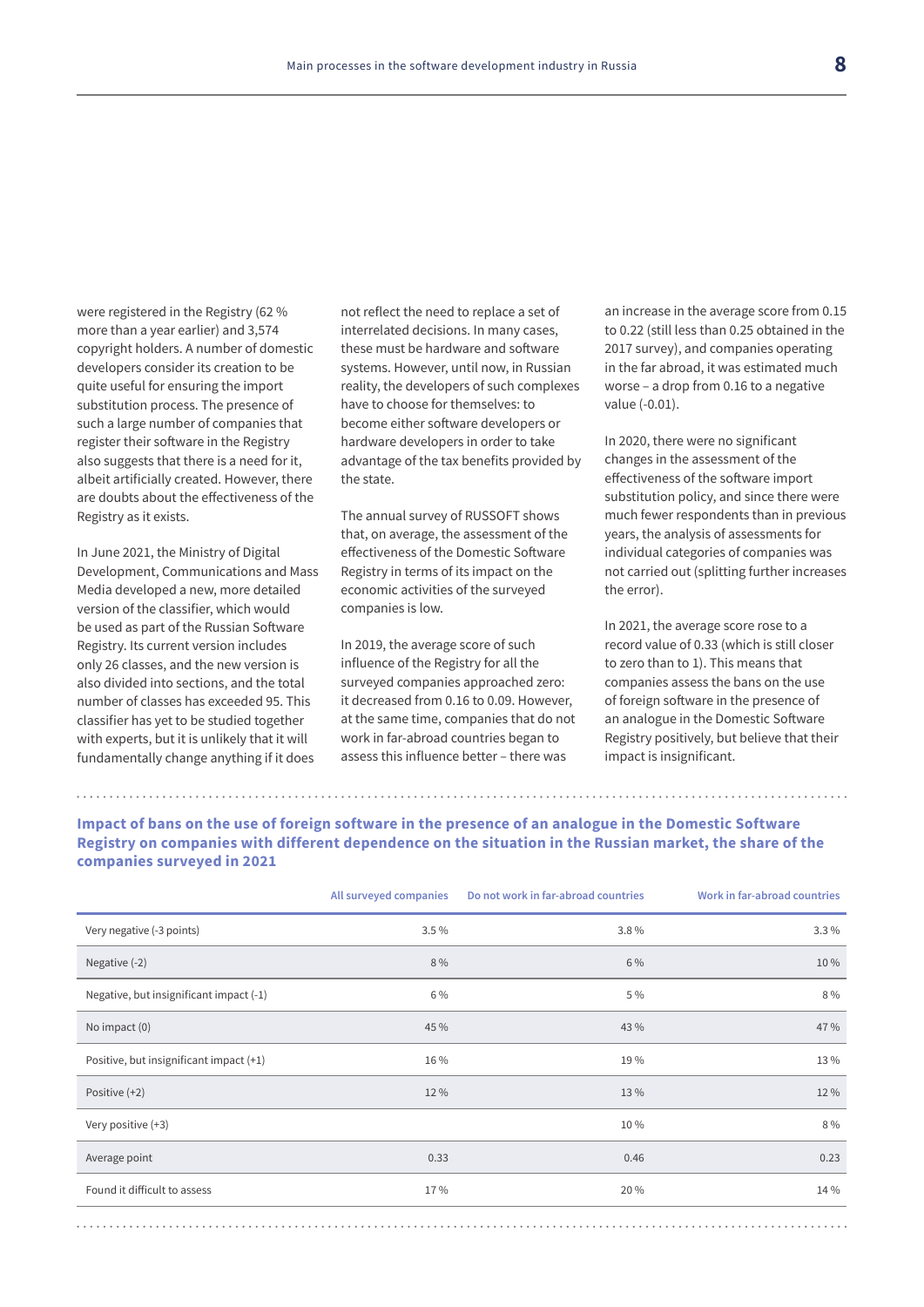were registered in the Registry (62 % more than a year earlier) and 3,574 copyright holders. A number of domestic developers consider its creation to be quite useful for ensuring the import substitution process. The presence of such a large number of companies that register their software in the Registry also suggests that there is a need for it, albeit artificially created. However, there are doubts about the effectiveness of the Registry as it exists.

In June 2021, the Ministry of Digital Development, Communications and Mass Media developed a new, more detailed version of the classifier, which would be used as part of the Russian Software Registry. Its current version includes only 26 classes, and the new version is also divided into sections, and the total number of classes has exceeded 95. This classifier has yet to be studied together with experts, but it is unlikely that it will fundamentally change anything if it does not reflect the need to replace a set of interrelated decisions. In many cases, these must be hardware and software systems. However, until now, in Russian reality, the developers of such complexes have to choose for themselves: to become either software developers or hardware developers in order to take advantage of the tax benefits provided by the state.

The annual survey of RUSSOFT shows that, on average, the assessment of the effectiveness of the Domestic Software Registry in terms of its impact on the economic activities of the surveyed companies is low.

In 2019, the average score of such influence of the Registry for all the surveyed companies approached zero: it decreased from 0.16 to 0.09. However, at the same time, companies that do not work in far-abroad countries began to assess this influence better – there was an increase in the average score from 0.15 to 0.22 (still less than 0.25 obtained in the 2017 survey), and companies operating in the far abroad, it was estimated much worse – a drop from 0.16 to a negative value (-0.01).

In 2020, there were no significant changes in the assessment of the effectiveness of the software import substitution policy, and since there were much fewer respondents than in previous years, the analysis of assessments for individual categories of companies was not carried out (splitting further increases the error).

In 2021, the average score rose to a record value of 0.33 (which is still closer to zero than to 1). This means that companies assess the bans on the use of foreign software in the presence of an analogue in the Domestic Software Registry positively, but believe that their impact is insignificant.

**Impact of bans on the use of foreign software in the presence of an analogue in the Domestic Software Registry on companies with different dependence on the situation in the Russian market, the share of the companies surveyed in 2021**

| | All surveyed companies | Do not work in far-abroad countries | Work in far-abroad countries |
|---|---|---|---|
| Very negative (-3 points) | 3.5 % | 3.8 % | 3.3 % |
| Negative (-2) | 8 % | 6 % | 10 % |
| Negative, but insignificant impact (-1) | 6 % | 5 % | 8 % |
| No impact (0) | 45 % | 43 % | 47 % |
| Positive, but insignificant impact (+1) | 16 % | 19 % | 13 % |
| Positive (+2) | 12 % | 13 % | 12 % |
| Very positive (+3) | | 10 % | 8 % |
| Average point | 0.33 | 0.46 | 0.23 |
| Found it difficult to assess | 17 % | 20 % | 14 % |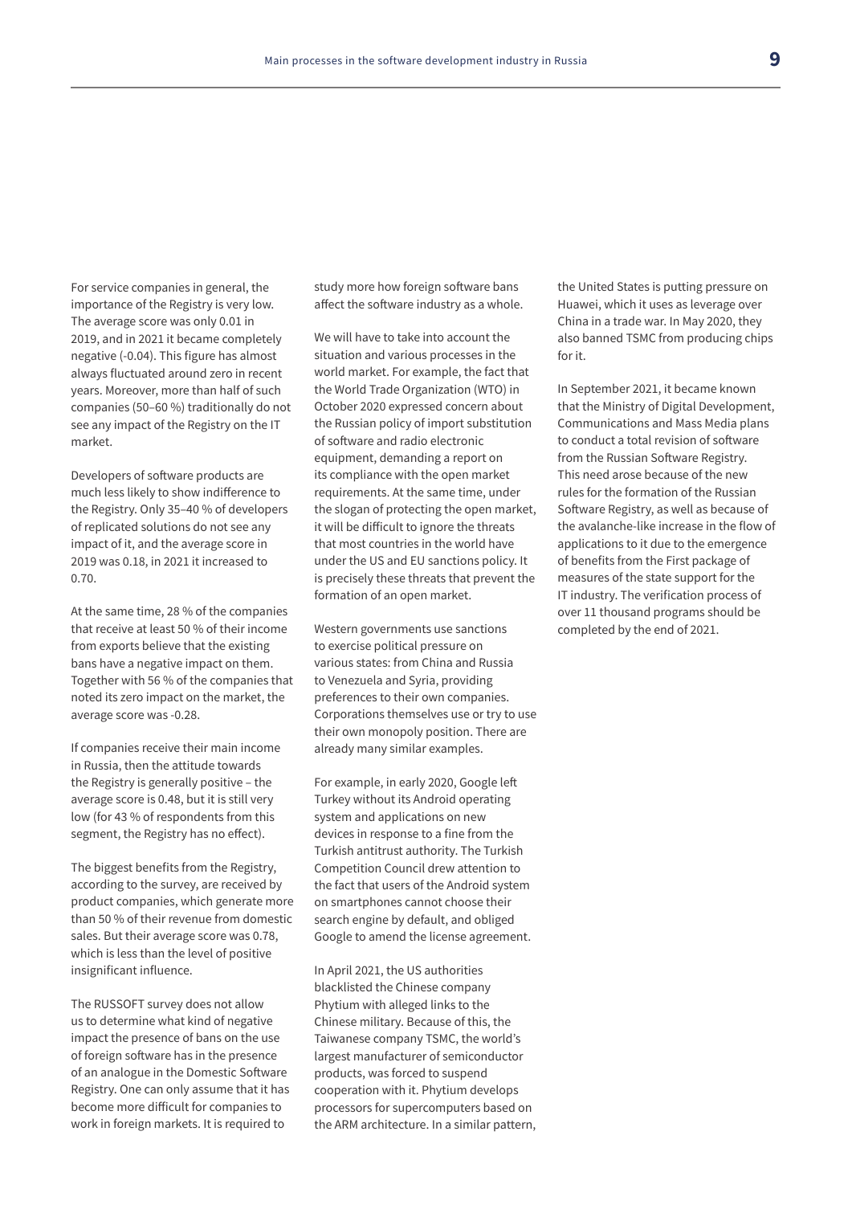For service companies in general, the importance of the Registry is very low. The average score was only 0.01 in 2019, and in 2021 it became completely negative (-0.04). This figure has almost always fluctuated around zero in recent years. Moreover, more than half of such companies (50–60 %) traditionally do not see any impact of the Registry on the IT market.

Developers of software products are much less likely to show indifference to the Registry. Only 35–40 % of developers of replicated solutions do not see any impact of it, and the average score in 2019 was 0.18, in 2021 it increased to 0.70.

At the same time, 28 % of the companies that receive at least 50 % of their income from exports believe that the existing bans have a negative impact on them. Together with 56 % of the companies that noted its zero impact on the market, the average score was -0.28.

If companies receive their main income in Russia, then the attitude towards the Registry is generally positive – the average score is 0.48, but it is still very low (for 43 % of respondents from this segment, the Registry has no effect).

The biggest benefits from the Registry, according to the survey, are received by product companies, which generate more than 50 % of their revenue from domestic sales. But their average score was 0.78, which is less than the level of positive insignificant influence.

The RUSSOFT survey does not allow us to determine what kind of negative impact the presence of bans on the use of foreign software has in the presence of an analogue in the Domestic Software Registry. One can only assume that it has become more difficult for companies to work in foreign markets. It is required to study more how foreign software bans affect the software industry as a whole.

We will have to take into account the situation and various processes in the world market. For example, the fact that the World Trade Organization (WTO) in October 2020 expressed concern about the Russian policy of import substitution of software and radio electronic equipment, demanding a report on its compliance with the open market requirements. At the same time, under the slogan of protecting the open market, it will be difficult to ignore the threats that most countries in the world have under the US and EU sanctions policy. It is precisely these threats that prevent the formation of an open market.

Western governments use sanctions to exercise political pressure on various states: from China and Russia to Venezuela and Syria, providing preferences to their own companies. Corporations themselves use or try to use their own monopoly position. There are already many similar examples.

For example, in early 2020, Google left Turkey without its Android operating system and applications on new devices in response to a fine from the Turkish antitrust authority. The Turkish Competition Council drew attention to the fact that users of the Android system on smartphones cannot choose their search engine by default, and obliged Google to amend the license agreement.

In April 2021, the US authorities blacklisted the Chinese company Phytium with alleged links to the Chinese military. Because of this, the Taiwanese company TSMC, the world's largest manufacturer of semiconductor products, was forced to suspend cooperation with it. Phytium develops processors for supercomputers based on the ARM architecture. In a similar pattern, the United States is putting pressure on Huawei, which it uses as leverage over China in a trade war. In May 2020, they also banned TSMC from producing chips for it.

In September 2021, it became known that the Ministry of Digital Development, Communications and Mass Media plans to conduct a total revision of software from the Russian Software Registry. This need arose because of the new rules for the formation of the Russian Software Registry, as well as because of the avalanche-like increase in the flow of applications to it due to the emergence of benefits from the First package of measures of the state support for the IT industry. The verification process of over 11 thousand programs should be completed by the end of 2021.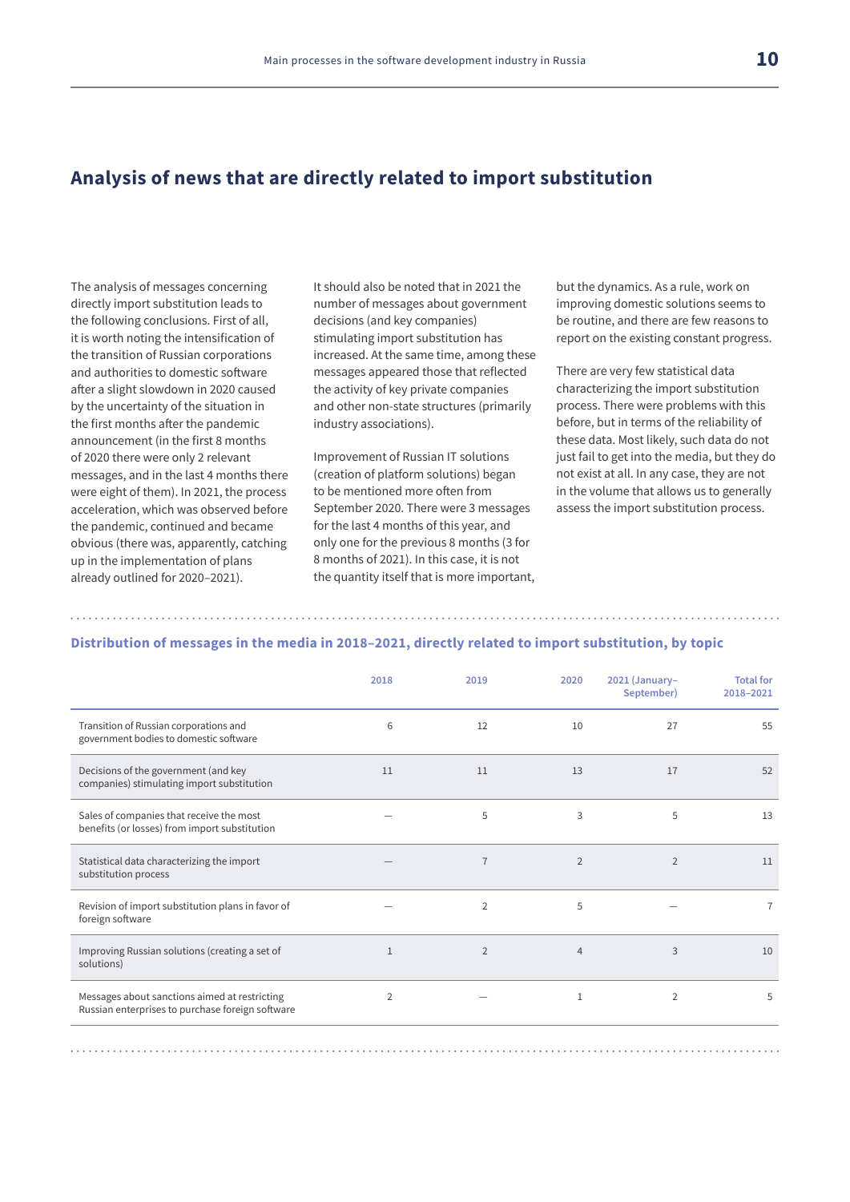## Analysis of news that are directly related to import substitution

The analysis of messages concerning directly import substitution leads to the following conclusions. First of all, it is worth noting the intensification of the transition of Russian corporations and authorities to domestic software after a slight slowdown in 2020 caused by the uncertainty of the situation in the first months after the pandemic announcement (in the first 8 months of 2020 there were only 2 relevant messages, and in the last 4 months there were eight of them). In 2021, the process acceleration, which was observed before the pandemic, continued and became obvious (there was, apparently, catching up in the implementation of plans already outlined for 2020–2021).

It should also be noted that in 2021 the number of messages about government decisions (and key companies) stimulating import substitution has increased. At the same time, among these messages appeared those that reflected the activity of key private companies and other non-state structures (primarily industry associations).

Improvement of Russian IT solutions (creation of platform solutions) began to be mentioned more often from September 2020. There were 3 messages for the last 4 months of this year, and only one for the previous 8 months (3 for 8 months of 2021). In this case, it is not the quantity itself that is more important, but the dynamics. As a rule, work on improving domestic solutions seems to be routine, and there are few reasons to report on the existing constant progress.

There are very few statistical data characterizing the import substitution process. There were problems with this before, but in terms of the reliability of these data. Most likely, such data do not just fail to get into the media, but they do not exist at all. In any case, they are not in the volume that allows us to generally assess the import substitution process.

### Distribution of messages in the media in 2018–2021, directly related to import substitution, by topic

| | 2018 | 2019 | 2020 | 2021 (January–September) | Total for 2018–2021 |
|---|---|---|---|---|---|
| Transition of Russian corporations and government bodies to domestic software | 6 | 12 | 10 | 27 | 55 |
| Decisions of the government (and key companies) stimulating import substitution | 11 | 11 | 13 | 17 | 52 |
| Sales of companies that receive the most benefits (or losses) from import substitution | — | 5 | 3 | 5 | 13 |
| Statistical data characterizing the import substitution process | — | 7 | 2 | 2 | 11 |
| Revision of import substitution plans in favor of foreign software | — | 2 | 5 | — | 7 |
| Improving Russian solutions (creating a set of solutions) | 1 | 2 | 4 | 3 | 10 |
| Messages about sanctions aimed at restricting Russian enterprises to purchase foreign software | 2 | — | 1 | 2 | 5 |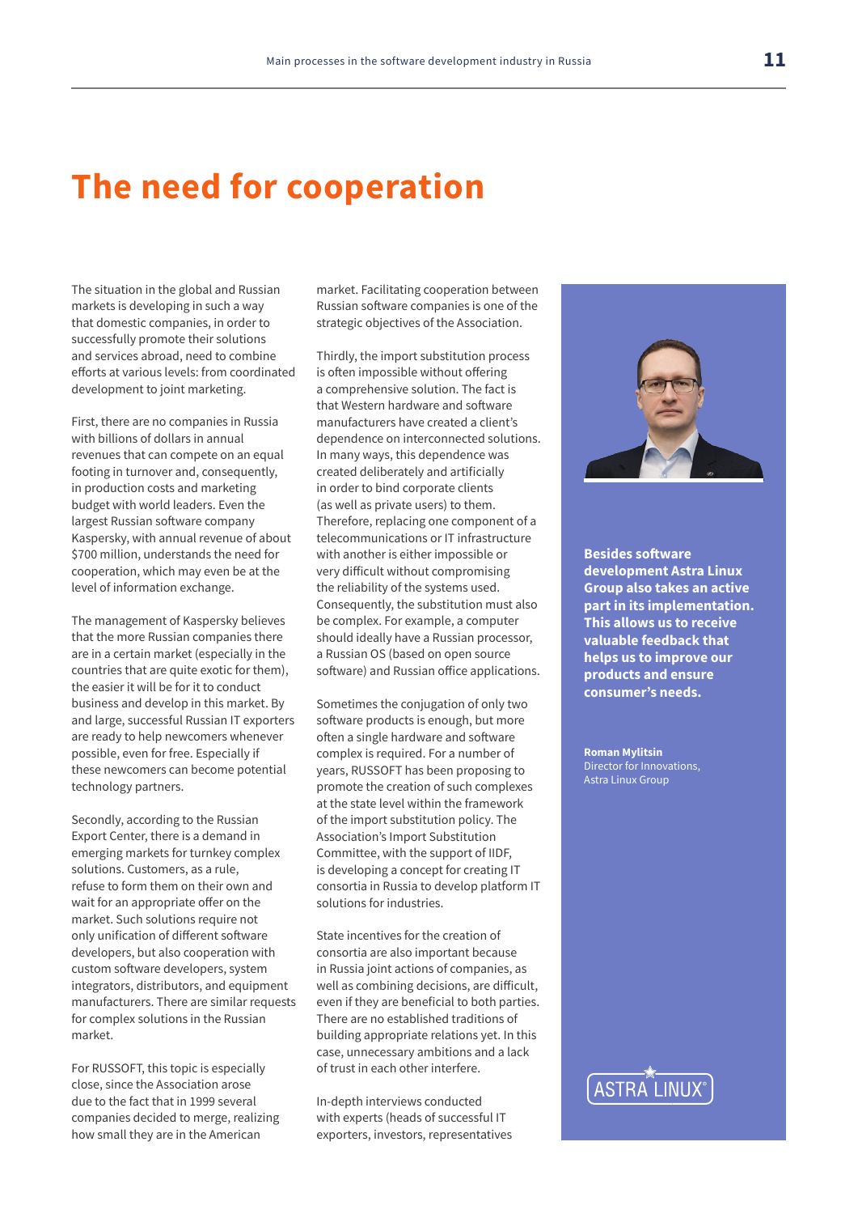# The need for cooperation

The situation in the global and Russian markets is developing in such a way that domestic companies, in order to successfully promote their solutions and services abroad, need to combine efforts at various levels: from coordinated development to joint marketing.

First, there are no companies in Russia with billions of dollars in annual revenues that can compete on an equal footing in turnover and, consequently, in production costs and marketing budget with world leaders. Even the largest Russian software company Kaspersky, with annual revenue of about $700 million, understands the need for cooperation, which may even be at the level of information exchange.

The management of Kaspersky believes that the more Russian companies there are in a certain market (especially in the countries that are quite exotic for them), the easier it will be for it to conduct business and develop in this market. By and large, successful Russian IT exporters are ready to help newcomers whenever possible, even for free. Especially if these newcomers can become potential technology partners.

Secondly, according to the Russian Export Center, there is a demand in emerging markets for turnkey complex solutions. Customers, as a rule, refuse to form them on their own and wait for an appropriate offer on the market. Such solutions require not only unification of different software developers, but also cooperation with custom software developers, system integrators, distributors, and equipment manufacturers. There are similar requests for complex solutions in the Russian market.

For RUSSOFT, this topic is especially close, since the Association arose due to the fact that in 1999 several companies decided to merge, realizing how small they are in the American market. Facilitating cooperation between Russian software companies is one of the strategic objectives of the Association.

Thirdly, the import substitution process is often impossible without offering a comprehensive solution. The fact is that Western hardware and software manufacturers have created a client's dependence on interconnected solutions. In many ways, this dependence was created deliberately and artificially in order to bind corporate clients (as well as private users) to them. Therefore, replacing one component of a telecommunications or IT infrastructure with another is either impossible or very difficult without compromising the reliability of the systems used. Consequently, the substitution must also be complex. For example, a computer should ideally have a Russian processor, a Russian OS (based on open source software) and Russian office applications.

Sometimes the conjugation of only two software products is enough, but more often a single hardware and software complex is required. For a number of years, RUSSOFT has been proposing to promote the creation of such complexes at the state level within the framework of the import substitution policy. The Association's Import Substitution Committee, with the support of IIDF, is developing a concept for creating IT consortia in Russia to develop platform IT solutions for industries.

State incentives for the creation of consortia are also important because in Russia joint actions of companies, as well as combining decisions, are difficult, even if they are beneficial to both parties. There are no established traditions of building appropriate relations yet. In this case, unnecessary ambitions and a lack of trust in each other interfere.

In-depth interviews conducted with experts (heads of successful IT exporters, investors, representatives

**Besides software development Astra Linux Group also takes an active part in its implementation. This allows us to receive valuable feedback that helps us to improve our products and ensure consumer's needs.**

**Roman Mylitsin**
Director for Innovations,
Astra Linux Group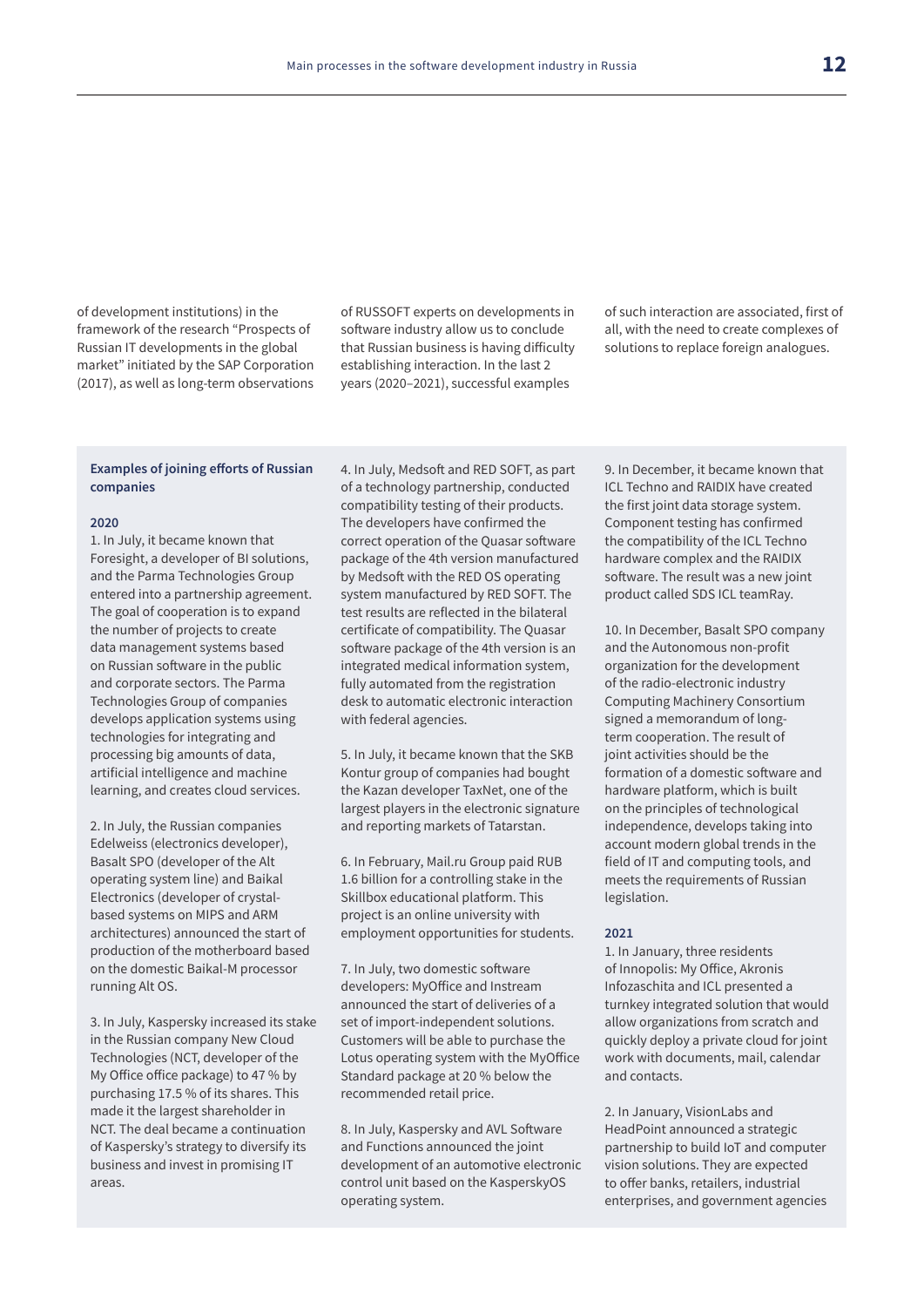of development institutions) in the framework of the research "Prospects of Russian IT developments in the global market" initiated by the SAP Corporation (2017), as well as long-term observations of RUSSOFT experts on developments in software industry allow us to conclude that Russian business is having difficulty establishing interaction. In the last 2 years (2020–2021), successful examples of such interaction are associated, first of all, with the need to create complexes of solutions to replace foreign analogues.

**Examples of joining efforts of Russian companies**

**2020**

1. In July, it became known that Foresight, a developer of BI solutions, and the Parma Technologies Group entered into a partnership agreement. The goal of cooperation is to expand the number of projects to create data management systems based on Russian software in the public and corporate sectors. The Parma Technologies Group of companies develops application systems using technologies for integrating and processing big amounts of data, artificial intelligence and machine learning, and creates cloud services.

2. In July, the Russian companies Edelweiss (electronics developer), Basalt SPO (developer of the Alt operating system line) and Baikal Electronics (developer of crystal-based systems on MIPS and ARM architectures) announced the start of production of the motherboard based on the domestic Baikal-M processor running Alt OS.

3. In July, Kaspersky increased its stake in the Russian company New Cloud Technologies (NCT, developer of the My Office office package) to 47 % by purchasing 17.5 % of its shares. This made it the largest shareholder in NCT. The deal became a continuation of Kaspersky's strategy to diversify its business and invest in promising IT areas.

4. In July, Medsoft and RED SOFT, as part of a technology partnership, conducted compatibility testing of their products. The developers have confirmed the correct operation of the Quasar software package of the 4th version manufactured by Medsoft with the RED OS operating system manufactured by RED SOFT. The test results are reflected in the bilateral certificate of compatibility. The Quasar software package of the 4th version is an integrated medical information system, fully automated from the registration desk to automatic electronic interaction with federal agencies.

5. In July, it became known that the SKB Kontur group of companies had bought the Kazan developer TaxNet, one of the largest players in the electronic signature and reporting markets of Tatarstan.

6. In February, Mail.ru Group paid RUB 1.6 billion for a controlling stake in the Skillbox educational platform. This project is an online university with employment opportunities for students.

7. In July, two domestic software developers: MyOffice and Instream announced the start of deliveries of a set of import-independent solutions. Customers will be able to purchase the Lotus operating system with the MyOffice Standard package at 20 % below the recommended retail price.

8. In July, Kaspersky and AVL Software and Functions announced the joint development of an automotive electronic control unit based on the KasperskyOS operating system.

9. In December, it became known that ICL Techno and RAIDIX have created the first joint data storage system. Component testing has confirmed the compatibility of the ICL Techno hardware complex and the RAIDIX software. The result was a new joint product called SDS ICL teamRay.

10. In December, Basalt SPO company and the Autonomous non-profit organization for the development of the radio-electronic industry Computing Machinery Consortium signed a memorandum of long-term cooperation. The result of joint activities should be the formation of a domestic software and hardware platform, which is built on the principles of technological independence, develops taking into account modern global trends in the field of IT and computing tools, and meets the requirements of Russian legislation.

**2021**

1. In January, three residents of Innopolis: My Office, Akronis Infozaschita and ICL presented a turnkey integrated solution that would allow organizations from scratch and quickly deploy a private cloud for joint work with documents, mail, calendar and contacts.

2. In January, VisionLabs and HeadPoint announced a strategic partnership to build IoT and computer vision solutions. They are expected to offer banks, retailers, industrial enterprises, and government agencies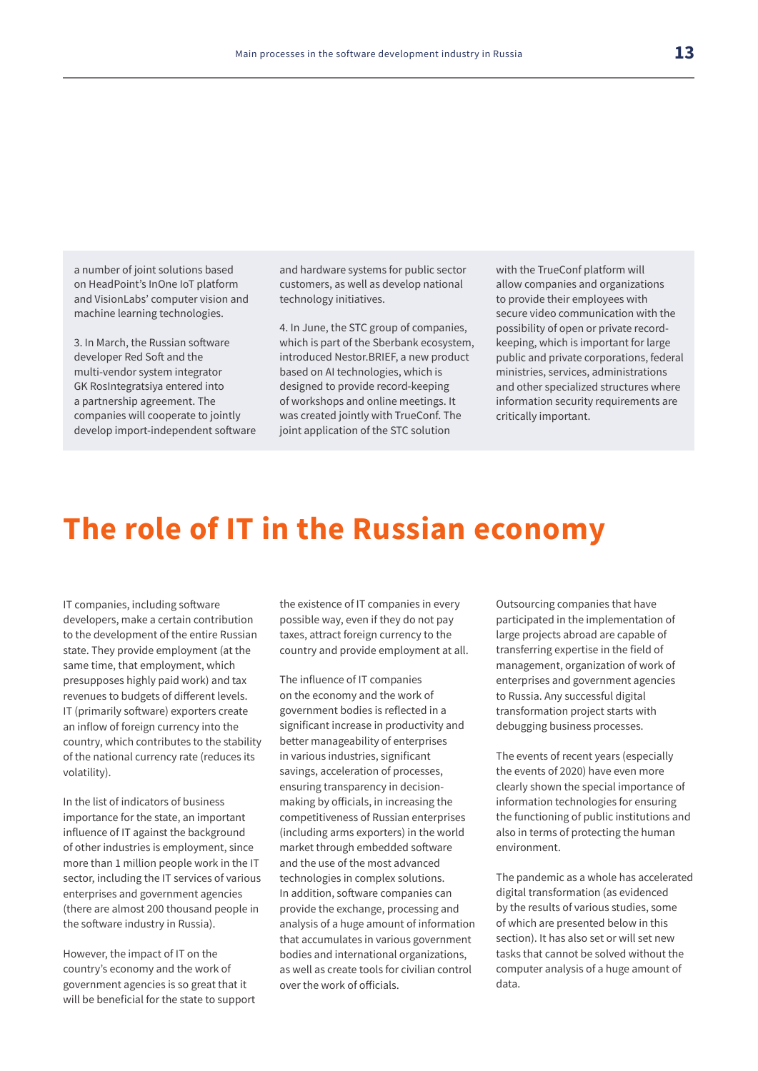a number of joint solutions based on HeadPoint's InOne IoT platform and VisionLabs' computer vision and machine learning technologies.

3. In March, the Russian software developer Red Soft and the multi-vendor system integrator GK RosIntegratsiya entered into a partnership agreement. The companies will cooperate to jointly develop import-independent software and hardware systems for public sector customers, as well as develop national technology initiatives.

4. In June, the STC group of companies, which is part of the Sberbank ecosystem, introduced Nestor.BRIEF, a new product based on AI technologies, which is designed to provide record-keeping of workshops and online meetings. It was created jointly with TrueConf. The joint application of the STC solution with the TrueConf platform will allow companies and organizations to provide their employees with secure video communication with the possibility of open or private record-keeping, which is important for large public and private corporations, federal ministries, services, administrations and other specialized structures where information security requirements are critically important.

# The role of IT in the Russian economy

IT companies, including software developers, make a certain contribution to the development of the entire Russian state. They provide employment (at the same time, that employment, which presupposes highly paid work) and tax revenues to budgets of different levels. IT (primarily software) exporters create an inflow of foreign currency into the country, which contributes to the stability of the national currency rate (reduces its volatility).

In the list of indicators of business importance for the state, an important influence of IT against the background of other industries is employment, since more than 1 million people work in the IT sector, including the IT services of various enterprises and government agencies (there are almost 200 thousand people in the software industry in Russia).

However, the impact of IT on the country's economy and the work of government agencies is so great that it will be beneficial for the state to support the existence of IT companies in every possible way, even if they do not pay taxes, attract foreign currency to the country and provide employment at all.

The influence of IT companies on the economy and the work of government bodies is reflected in a significant increase in productivity and better manageability of enterprises in various industries, significant savings, acceleration of processes, ensuring transparency in decision-making by officials, in increasing the competitiveness of Russian enterprises (including arms exporters) in the world market through embedded software and the use of the most advanced technologies in complex solutions. In addition, software companies can provide the exchange, processing and analysis of a huge amount of information that accumulates in various government bodies and international organizations, as well as create tools for civilian control over the work of officials.

Outsourcing companies that have participated in the implementation of large projects abroad are capable of transferring expertise in the field of management, organization of work of enterprises and government agencies to Russia. Any successful digital transformation project starts with debugging business processes.

The events of recent years (especially the events of 2020) have even more clearly shown the special importance of information technologies for ensuring the functioning of public institutions and also in terms of protecting the human environment.

The pandemic as a whole has accelerated digital transformation (as evidenced by the results of various studies, some of which are presented below in this section). It has also set or will set new tasks that cannot be solved without the computer analysis of a huge amount of data.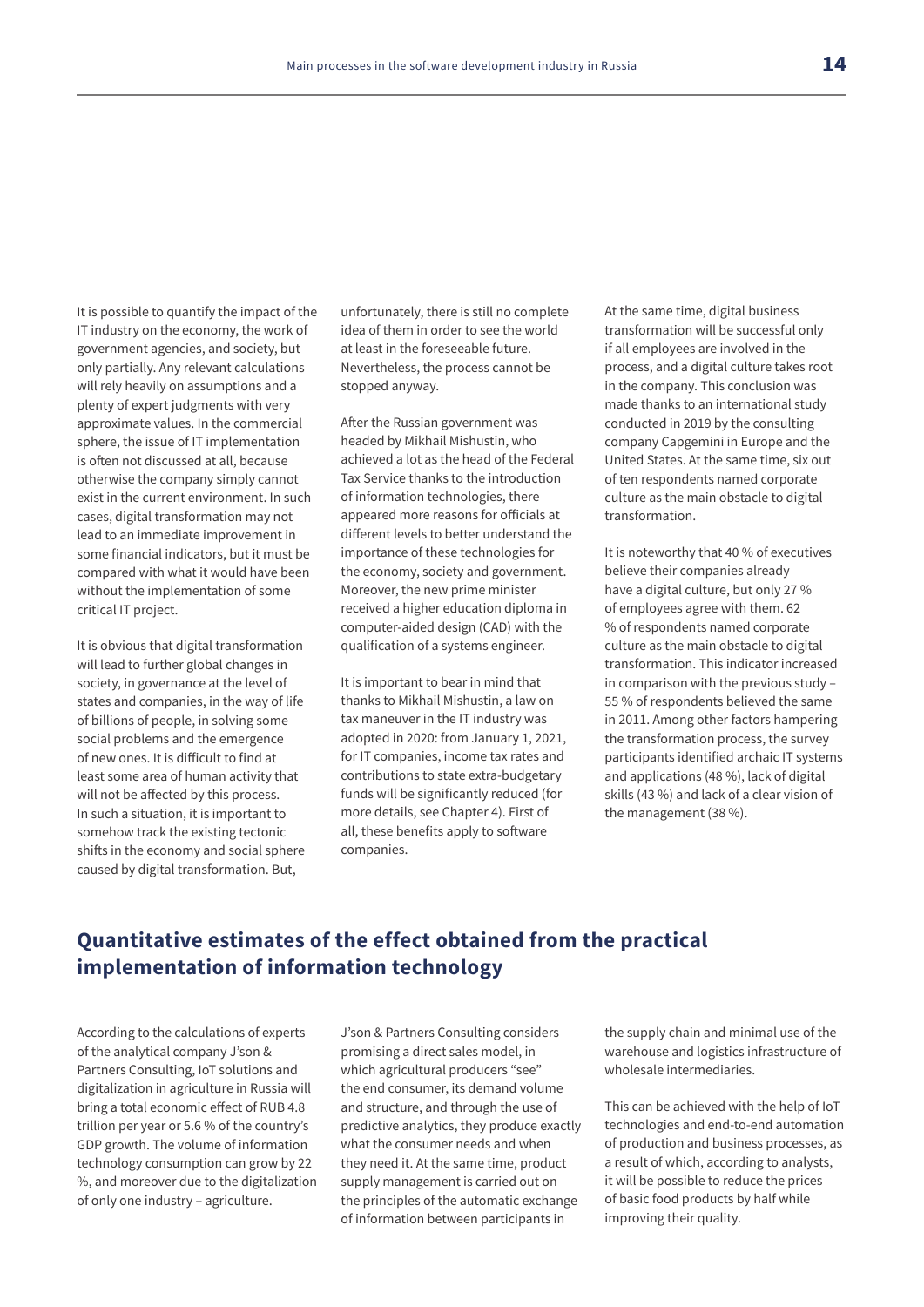It is possible to quantify the impact of the IT industry on the economy, the work of government agencies, and society, but only partially. Any relevant calculations will rely heavily on assumptions and a plenty of expert judgments with very approximate values. In the commercial sphere, the issue of IT implementation is often not discussed at all, because otherwise the company simply cannot exist in the current environment. In such cases, digital transformation may not lead to an immediate improvement in some financial indicators, but it must be compared with what it would have been without the implementation of some critical IT project.

It is obvious that digital transformation will lead to further global changes in society, in governance at the level of states and companies, in the way of life of billions of people, in solving some social problems and the emergence of new ones. It is difficult to find at least some area of human activity that will not be affected by this process. In such a situation, it is important to somehow track the existing tectonic shifts in the economy and social sphere caused by digital transformation. But, unfortunately, there is still no complete idea of them in order to see the world at least in the foreseeable future. Nevertheless, the process cannot be stopped anyway.

After the Russian government was headed by Mikhail Mishustin, who achieved a lot as the head of the Federal Tax Service thanks to the introduction of information technologies, there appeared more reasons for officials at different levels to better understand the importance of these technologies for the economy, society and government. Moreover, the new prime minister received a higher education diploma in computer-aided design (CAD) with the qualification of a systems engineer.

It is important to bear in mind that thanks to Mikhail Mishustin, a law on tax maneuver in the IT industry was adopted in 2020: from January 1, 2021, for IT companies, income tax rates and contributions to state extra-budgetary funds will be significantly reduced (for more details, see Chapter 4). First of all, these benefits apply to software companies.

At the same time, digital business transformation will be successful only if all employees are involved in the process, and a digital culture takes root in the company. This conclusion was made thanks to an international study conducted in 2019 by the consulting company Capgemini in Europe and the United States. At the same time, six out of ten respondents named corporate culture as the main obstacle to digital transformation.

It is noteworthy that 40 % of executives believe their companies already have a digital culture, but only 27 % of employees agree with them. 62 % of respondents named corporate culture as the main obstacle to digital transformation. This indicator increased in comparison with the previous study – 55 % of respondents believed the same in 2011. Among other factors hampering the transformation process, the survey participants identified archaic IT systems and applications (48 %), lack of digital skills (43 %) and lack of a clear vision of the management (38 %).

## Quantitative estimates of the effect obtained from the practical implementation of information technology

According to the calculations of experts of the analytical company J'son & Partners Consulting, IoT solutions and digitalization in agriculture in Russia will bring a total economic effect of RUB 4.8 trillion per year or 5.6 % of the country's GDP growth. The volume of information technology consumption can grow by 22 %, and moreover due to the digitalization of only one industry – agriculture.

J'son & Partners Consulting considers promising a direct sales model, in which agricultural producers "see" the end consumer, its demand volume and structure, and through the use of predictive analytics, they produce exactly what the consumer needs and when they need it. At the same time, product supply management is carried out on the principles of the automatic exchange of information between participants in the supply chain and minimal use of the warehouse and logistics infrastructure of wholesale intermediaries.

This can be achieved with the help of IoT technologies and end-to-end automation of production and business processes, as a result of which, according to analysts, it will be possible to reduce the prices of basic food products by half while improving their quality.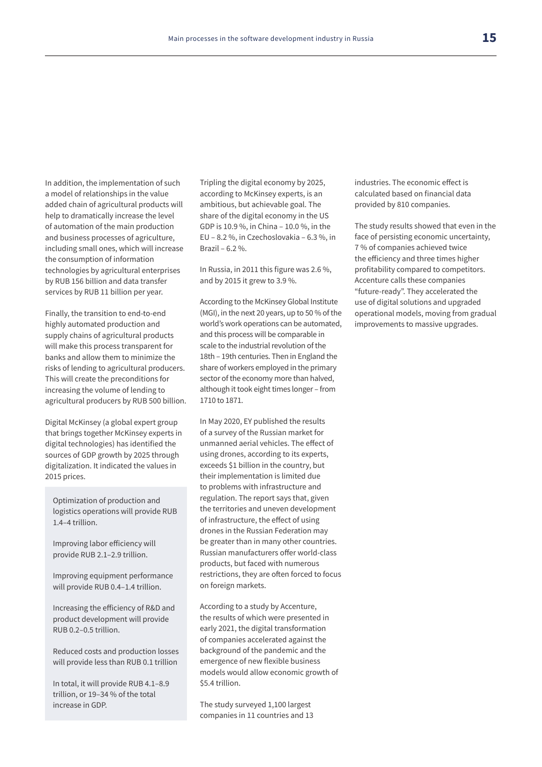In addition, the implementation of such a model of relationships in the value added chain of agricultural products will help to dramatically increase the level of automation of the main production and business processes of agriculture, including small ones, which will increase the consumption of information technologies by agricultural enterprises by RUB 156 billion and data transfer services by RUB 11 billion per year.

Finally, the transition to end-to-end highly automated production and supply chains of agricultural products will make this process transparent for banks and allow them to minimize the risks of lending to agricultural producers. This will create the preconditions for increasing the volume of lending to agricultural producers by RUB 500 billion.

Digital McKinsey (a global expert group that brings together McKinsey experts in digital technologies) has identified the sources of GDP growth by 2025 through digitalization. It indicated the values in 2015 prices.

Optimization of production and logistics operations will provide RUB 1.4–4 trillion.

Improving labor efficiency will provide RUB 2.1–2.9 trillion.

Improving equipment performance will provide RUB 0.4–1.4 trillion.

Increasing the efficiency of R&D and product development will provide RUB 0.2–0.5 trillion.

Reduced costs and production losses will provide less than RUB 0.1 trillion

In total, it will provide RUB 4.1–8.9 trillion, or 19–34 % of the total increase in GDP.

Tripling the digital economy by 2025, according to McKinsey experts, is an ambitious, but achievable goal. The share of the digital economy in the US GDP is 10.9 %, in China – 10.0 %, in the EU – 8.2 %, in Czechoslovakia – 6.3 %, in Brazil – 6.2 %.

In Russia, in 2011 this figure was 2.6 %, and by 2015 it grew to 3.9 %.

According to the McKinsey Global Institute (MGI), in the next 20 years, up to 50 % of the world's work operations can be automated, and this process will be comparable in scale to the industrial revolution of the 18th – 19th centuries. Then in England the share of workers employed in the primary sector of the economy more than halved, although it took eight times longer – from 1710 to 1871.

In May 2020, EY published the results of a survey of the Russian market for unmanned aerial vehicles. The effect of using drones, according to its experts, exceeds $1 billion in the country, but their implementation is limited due to problems with infrastructure and regulation. The report says that, given the territories and uneven development of infrastructure, the effect of using drones in the Russian Federation may be greater than in many other countries. Russian manufacturers offer world-class products, but faced with numerous restrictions, they are often forced to focus on foreign markets.

According to a study by Accenture, the results of which were presented in early 2021, the digital transformation of companies accelerated against the background of the pandemic and the emergence of new flexible business models would allow economic growth of $5.4 trillion.

The study surveyed 1,100 largest companies in 11 countries and 13 industries. The economic effect is calculated based on financial data provided by 810 companies.

The study results showed that even in the face of persisting economic uncertainty, 7 % of companies achieved twice the efficiency and three times higher profitability compared to competitors. Accenture calls these companies "future-ready". They accelerated the use of digital solutions and upgraded operational models, moving from gradual improvements to massive upgrades.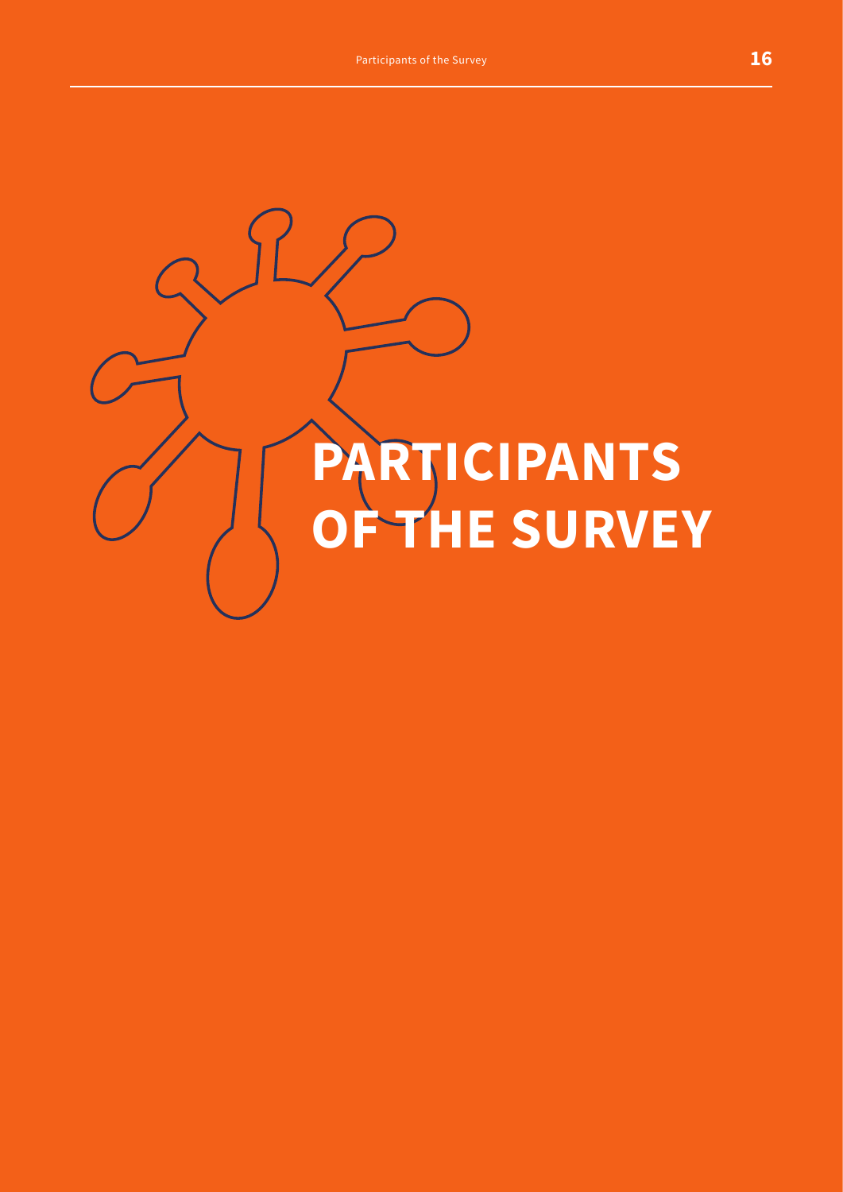# PARTICIPANTS OF THE SURVEY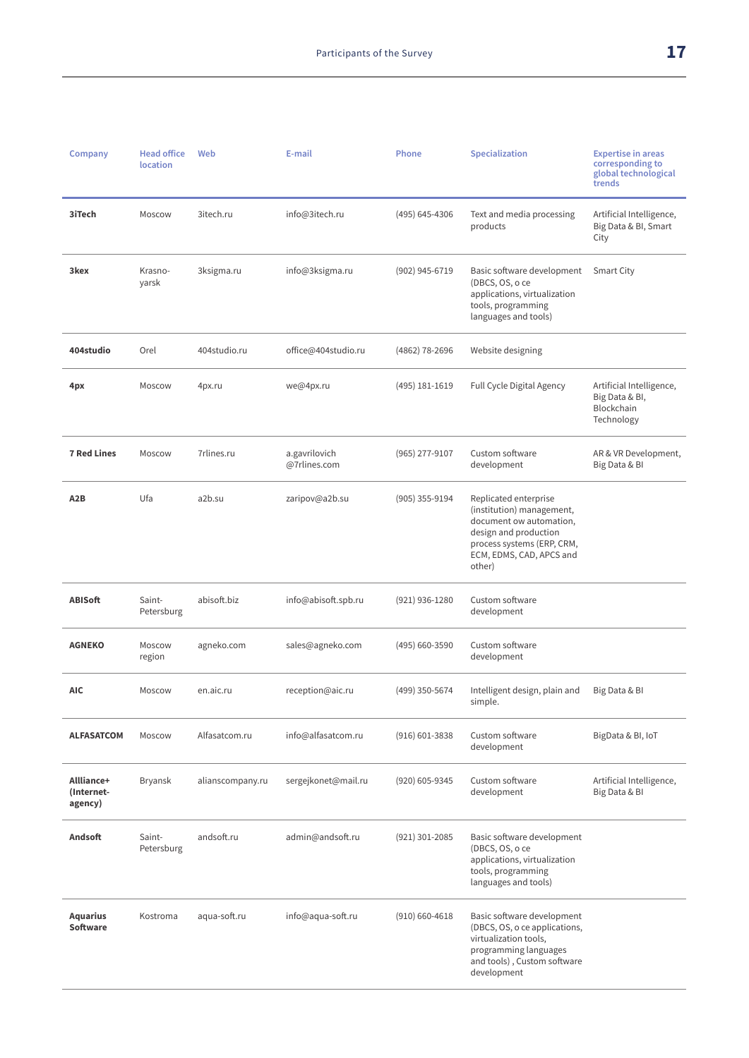| Company | Head office location | Web | E-mail | Phone | Specialization | Expertise in areas corresponding to global technological trends |
|---|---|---|---|---|---|---|
| **3iTech** | Moscow | 3itech.ru | info@3itech.ru | (495) 645-4306 | Text and media processing products | Artificial Intelligence, Big Data & BI, Smart City |
| **3kex** | Krasno-yarsk | 3ksigma.ru | info@3ksigma.ru | (902) 945-6719 | Basic software development (DBCS, OS, o ce applications, virtualization tools, programming languages and tools) | Smart City |
| **404studio** | Orel | 404studio.ru | office@404studio.ru | (4862) 78-2696 | Website designing | |
| **4px** | Moscow | 4px.ru | we@4px.ru | (495) 181-1619 | Full Cycle Digital Agency | Artificial Intelligence, Big Data & BI, Blockchain Technology |
| **7 Red Lines** | Moscow | 7rlines.ru | a.gavrilovich @7rlines.com | (965) 277-9107 | Custom software development | AR & VR Development, Big Data & BI |
| **A2B** | Ufa | a2b.su | zaripov@a2b.su | (905) 355-9194 | Replicated enterprise (institution) management, document ow automation, design and production process systems (ERP, CRM, ECM, EDMS, CAD, APCS and other) | |
| **ABISoft** | Saint-Petersburg | abisoft.biz | info@abisoft.spb.ru | (921) 936-1280 | Custom software development | |
| **AGNEKO** | Moscow region | agneko.com | sales@agneko.com | (495) 660-3590 | Custom software development | |
| **AIC** | Moscow | en.aic.ru | reception@aic.ru | (499) 350-5674 | Intelligent design, plain and simple. | Big Data & BI |
| **ALFASATCOM** | Moscow | Alfasatcom.ru | info@alfasatcom.ru | (916) 601-3838 | Custom software development | BigData & BI, IoT |
| **Allliance+ (Internet-agency)** | Bryansk | alianscompany.ru | sergejkonet@mail.ru | (920) 605-9345 | Custom software development | Artificial Intelligence, Big Data & BI |
| **Andsoft** | Saint-Petersburg | andsoft.ru | admin@andsoft.ru | (921) 301-2085 | Basic software development (DBCS, OS, o ce applications, virtualization tools, programming languages and tools) | |
| **Aquarius Software** | Kostroma | aqua-soft.ru | info@aqua-soft.ru | (910) 660-4618 | Basic software development (DBCS, OS, o ce applications, virtualization tools, programming languages and tools) , Custom software development | |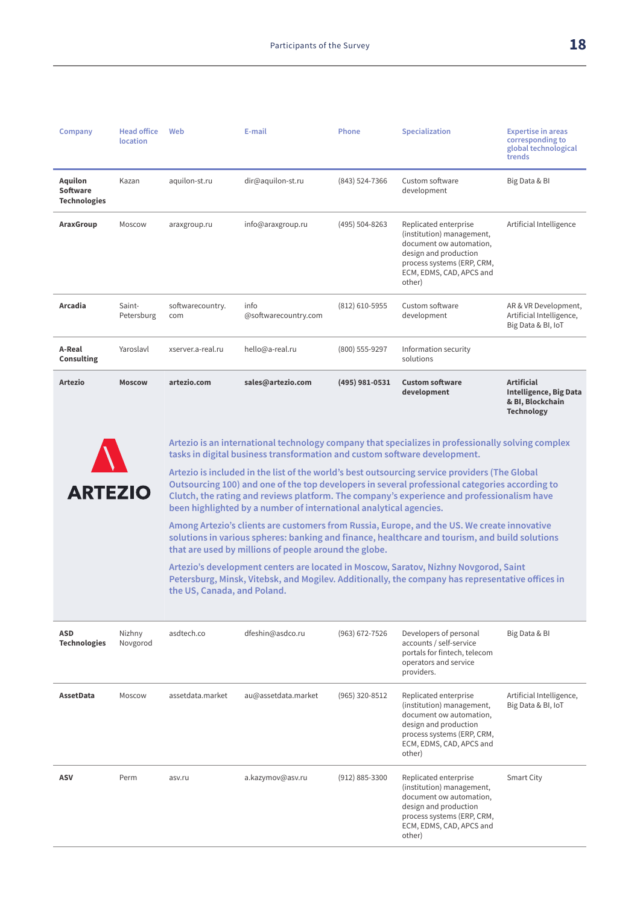| Company | Head office location | Web | E-mail | Phone | Specialization | Expertise in areas corresponding to global technological trends |
|---|---|---|---|---|---|---|
| **Aquilon Software Technologies** | Kazan | aquilon-st.ru | dir@aquilon-st.ru | (843) 524-7366 | Custom software development | Big Data & BI |
| **AraxGroup** | Moscow | araxgroup.ru | info@araxgroup.ru | (495) 504-8263 | Replicated enterprise (institution) management, document ow automation, design and production process systems (ERP, CRM, ECM, EDMS, CAD, APCS and other) | Artificial Intelligence |
| **Arcadia** | Saint-Petersburg | softwarecountry.com | info @softwarecountry.com | (812) 610-5955 | Custom software development | AR & VR Development, Artificial Intelligence, Big Data & BI, IoT |
| **A-Real Consulting** | Yaroslavl | xserver.a-real.ru | hello@a-real.ru | (800) 555-9297 | Information security solutions | |
| **Artezio** | **Moscow** | **artezio.com** | **sales@artezio.com** | **(495) 981-0531** | **Custom software development** | **Artificial Intelligence, Big Data & BI, Blockchain Technology** |

ARTEZIO

Artezio is an international technology company that specializes in professionally solving complex tasks in digital business transformation and custom software development.

Artezio is included in the list of the world's best outsourcing service providers (The Global Outsourcing 100) and one of the top developers in several professional categories according to Clutch, the rating and reviews platform. The company's experience and professionalism have been highlighted by a number of international analytical agencies.

Among Artezio's clients are customers from Russia, Europe, and the US. We create innovative solutions in various spheres: banking and finance, healthcare and tourism, and build solutions that are used by millions of people around the globe.

Artezio's development centers are located in Moscow, Saratov, Nizhny Novgorod, Saint Petersburg, Minsk, Vitebsk, and Mogilev. Additionally, the company has representative offices in the US, Canada, and Poland.

| Company | Head office location | Web | E-mail | Phone | Specialization | Expertise in areas corresponding to global technological trends |
|---|---|---|---|---|---|---|
| **ASD Technologies** | Nizhny Novgord | asdtech.co | dfeshin@asdco.ru | (963) 672-7526 | Developers of personal accounts / self-service portals for fintech, telecom operators and service providers. | Big Data & BI |
| **AssetData** | Moscow | assetdata.market | au@assetdata.market | (965) 320-8512 | Replicated enterprise (institution) management, document ow automation, design and production process systems (ERP, CRM, ECM, EDMS, CAD, APCS and other) | Artificial Intelligence, Big Data & BI, IoT |
| **ASV** | Perm | asv.ru | a.kazymov@asv.ru | (912) 885-3300 | Replicated enterprise (institution) management, document ow automation, design and production process systems (ERP, CRM, ECM, EDMS, CAD, APCS and other) | Smart City |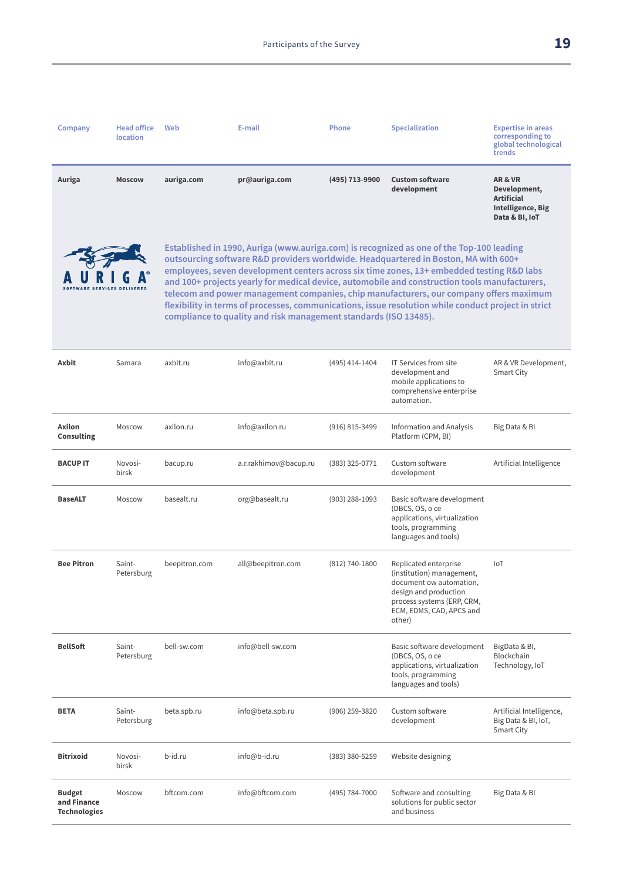| Company | Head office location | Web | E-mail | Phone | Specialization | Expertise in areas corresponding to global technological trends |
|---|---|---|---|---|---|---|
| **Auriga** | **Moscow** | **auriga.com** | **pr@auriga.com** | **(495) 713-9900** | **Custom software development** | **AR & VR Development, Artificial Intelligence, Big Data & BI, IoT** |
| | Established in 1990, Auriga (www.auriga.com) is recognized as one of the Top-100 leading outsourcing software R&D providers worldwide. Headquartered in Boston, MA with 600+ employees, seven development centers across six time zones, 13+ embedded testing R&D labs and 100+ projects yearly for medical device, automobile and construction tools manufacturers, telecom and power management companies, chip manufacturers, our company offers maximum flexibility in terms of processes, communications, issue resolution while conduct project in strict compliance to quality and risk management standards (ISO 13485). | | | | | |
| **Axbit** | Samara | axbit.ru | info@axbit.ru | (495) 414-1404 | IT Services from site development and mobile applications to comprehensive enterprise automation. | AR & VR Development, Smart City |
| **Axilon Consulting** | Moscow | axilon.ru | info@axilon.ru | (916) 815-3499 | Information and Analysis Platform (CPM, BI) | Big Data & BI |
| **BACUP IT** | Novosibirsk | bacup.ru | a.r.rakhimov@bacup.ru | (383) 325-0771 | Custom software development | Artificial Intelligence |
| **BaseALT** | Moscow | basealt.ru | org@basealt.ru | (903) 288-1093 | Basic software development (DBCS, OS, o ce applications, virtualization tools, programming languages and tools) | |
| **Bee Pitron** | Saint-Petersburg | beepitron.com | all@beepitron.com | (812) 740-1800 | Replicated enterprise (institution) management, document ow automation, design and production process systems (ERP, CRM, ECM, EDMS, CAD, APCS and other) | IoT |
| **BellSoft** | Saint-Petersburg | bell-sw.com | info@bell-sw.com | | Basic software development (DBCS, OS, o ce applications, virtualization tools, programming languages and tools) | BigData & BI, Blockchain Technology, IoT |
| **BETA** | Saint-Petersburg | beta.spb.ru | info@beta.spb.ru | (906) 259-3820 | Custom software development | Artificial Intelligence, Big Data & BI, IoT, Smart City |
| **Bitrixoid** | Novosibirsk | b-id.ru | info@b-id.ru | (383) 380-5259 | Website designing | |
| **Budget and Finance Technologies** | Moscow | bftcom.com | info@bftcom.com | (495) 784-7000 | Software and consulting solutions for public sector and business | Big Data & BI |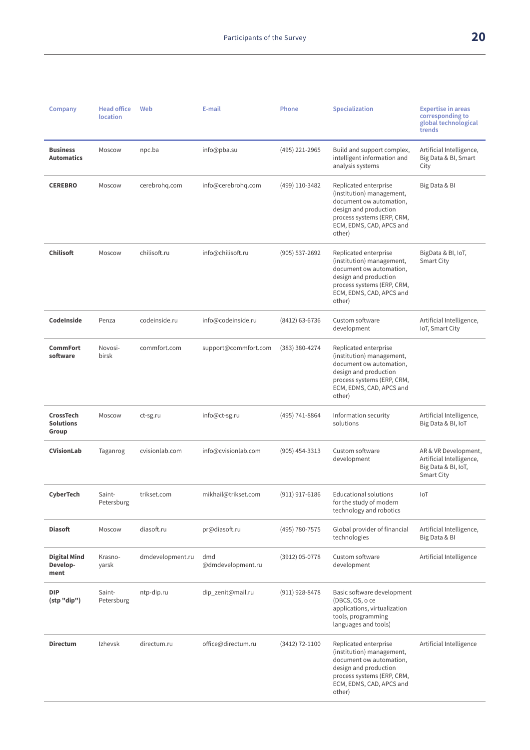| Company | Head office location | Web | E-mail | Phone | Specialization | Expertise in areas corresponding to global technological trends |
|---|---|---|---|---|---|---|
| **Business Automatics** | Moscow | npc.ba | info@pba.su | (495) 221-2965 | Build and support complex, intelligent information and analysis systems | Artificial Intelligence, Big Data & BI, Smart City |
| **CEREBRO** | Moscow | cerebrohq.com | info@cerebrohq.com | (499) 110-3482 | Replicated enterprise (institution) management, document ow automation, design and production process systems (ERP, CRM, ECM, EDMS, CAD, APCS and other) | Big Data & BI |
| **Chilisoft** | Moscow | chilisoft.ru | info@chilisoft.ru | (905) 537-2692 | Replicated enterprise (institution) management, document ow automation, design and production process systems (ERP, CRM, ECM, EDMS, CAD, APCS and other) | BigData & BI, IoT, Smart City |
| **CodeInside** | Penza | codeinside.ru | info@codeinside.ru | (8412) 63-6736 | Custom software development | Artificial Intelligence, IoT, Smart City |
| **CommFort software** | Novosi-birsk | commfort.com | support@commfort.com | (383) 380-4274 | Replicated enterprise (institution) management, document ow automation, design and production process systems (ERP, CRM, ECM, EDMS, CAD, APCS and other) | |
| **CrossTech Solutions Group** | Moscow | ct-sg.ru | info@ct-sg.ru | (495) 741-8864 | Information security solutions | Artificial Intelligence, Big Data & BI, IoT |
| **CVisionLab** | Taganrog | cvisionlab.com | info@cvisionlab.com | (905) 454-3313 | Custom software development | AR & VR Development, Artificial Intelligence, Big Data & BI, IoT, Smart City |
| **CyberTech** | Saint-Petersburg | trikset.com | mikhail@trikset.com | (911) 917-6186 | Educational solutions for the study of modern technology and robotics | IoT |
| **Diasoft** | Moscow | diasoft.ru | pr@diasoft.ru | (495) 780-7575 | Global provider of financial technologies | Artificial Intelligence, Big Data & BI |
| **Digital Mind Develop-ment** | Krasno-yarsk | dmdevelopment.ru | dmd @dmdevelopment.ru | (3912) 05-0778 | Custom software development | Artificial Intelligence |
| **DIP (stp "dip")** | Saint-Petersburg | ntp-dip.ru | dip_zenit@mail.ru | (911) 928-8478 | Basic software development (DBCS, OS, o ce applications, virtualization tools, programming languages and tools) | |
| **Directum** | Izhevsk | directum.ru | office@directum.ru | (3412) 72-1100 | Replicated enterprise (institution) management, document ow automation, design and production process systems (ERP, CRM, ECM, EDMS, CAD, APCS and other) | Artificial Intelligence |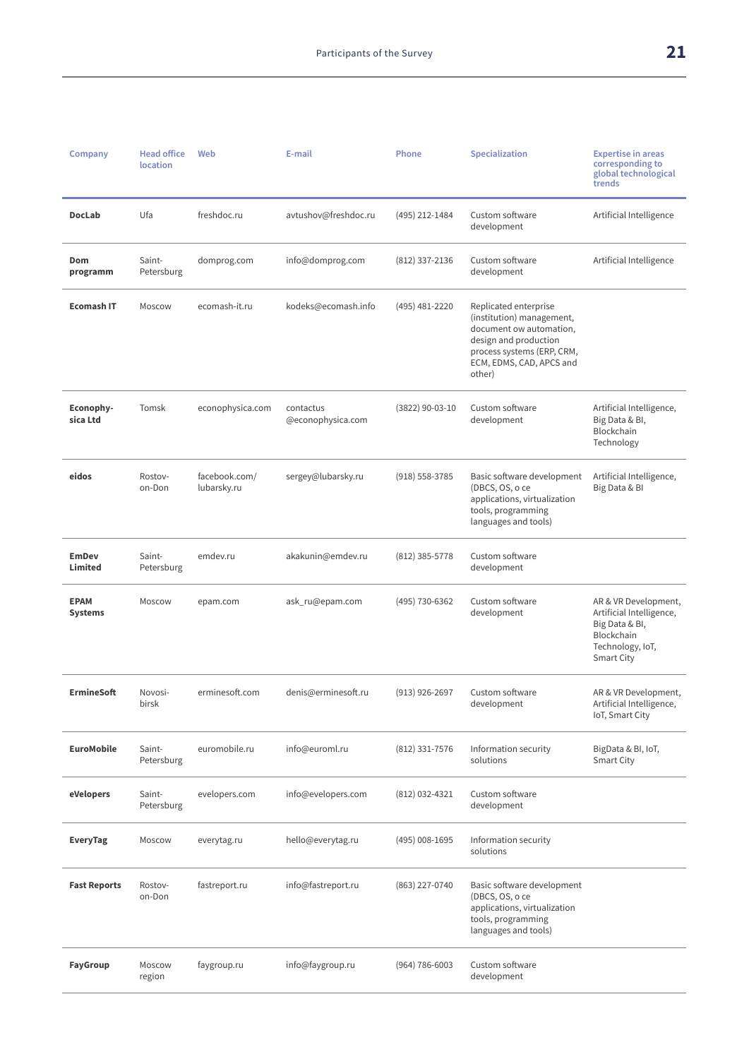| Company | Head office location | Web | E-mail | Phone | Specialization | Expertise in areas corresponding to global technological trends |
|---|---|---|---|---|---|---|
| **DocLab** | Ufa | freshdoc.ru | avtushov@freshdoc.ru | (495) 212-1484 | Custom software development | Artificial Intelligence |
| **Dom programm** | Saint-Petersburg | domprog.com | info@domprog.com | (812) 337-2136 | Custom software development | Artificial Intelligence |
| **Ecomash IT** | Moscow | ecomash-it.ru | kodeks@ecomash.info | (495) 481-2220 | Replicated enterprise (institution) management, document ow automation, design and production process systems (ERP, CRM, ECM, EDMS, CAD, APCS and other) | |
| **Econophy-sica Ltd** | Tomsk | econophysica.com | contactus @econophysica.com | (3822) 90-03-10 | Custom software development | Artificial Intelligence, Big Data & BI, Blockchain Technology |
| **eidos** | Rostov-on-Don | facebook.com/ lubarsky.ru | sergey@lubarsky.ru | (918) 558-3785 | Basic software development (DBCS, OS, o ce applications, virtualization tools, programming languages and tools) | Artificial Intelligence, Big Data & BI |
| **EmDev Limited** | Saint-Petersburg | emdev.ru | akakunin@emdev.ru | (812) 385-5778 | Custom software development | |
| **EPAM Systems** | Moscow | epam.com | ask_ru@epam.com | (495) 730-6362 | Custom software development | AR & VR Development, Artificial Intelligence, Big Data & BI, Blockchain Technology, IoT, Smart City |
| **ErmineSoft** | Novosi-birsk | erminesoft.com | denis@erminesoft.ru | (913) 926-2697 | Custom software development | AR & VR Development, Artificial Intelligence, IoT, Smart City |
| **EuroMobile** | Saint-Petersburg | euromobile.ru | info@euroml.ru | (812) 331-7576 | Information security solutions | BigData & BI, IoT, Smart City |
| **eVelopers** | Saint-Petersburg | evelopers.com | info@evelopers.com | (812) 032-4321 | Custom software development | |
| **EveryTag** | Moscow | everytag.ru | hello@everytag.ru | (495) 008-1695 | Information security solutions | |
| **Fast Reports** | Rostov-on-Don | fastreport.ru | info@fastreport.ru | (863) 227-0740 | Basic software development (DBCS, OS, o ce applications, virtualization tools, programming languages and tools) | |
| **FayGroup** | Moscow region | faygroup.ru | info@faygroup.ru | (964) 786-6003 | Custom software development | |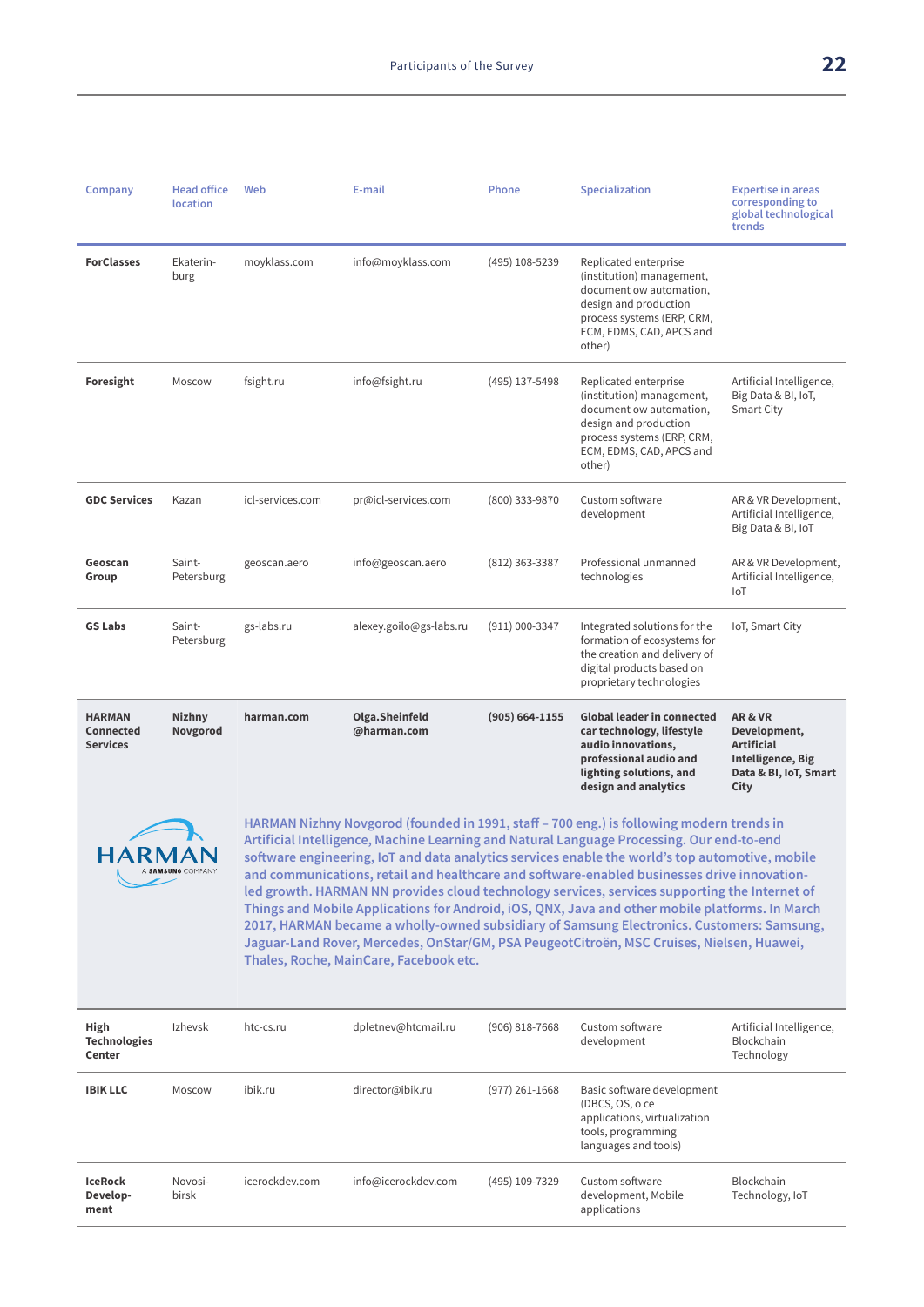| Company | Head office location | Web | E-mail | Phone | Specialization | Expertise in areas corresponding to global technological trends |
|---|---|---|---|---|---|---|
| **ForClasses** | Ekaterin-burg | moyklass.com | info@moyklass.com | (495) 108-5239 | Replicated enterprise (institution) management, document ow automation, design and production process systems (ERP, CRM, ECM, EDMS, CAD, APCS and other) | |
| **Foresight** | Moscow | fsight.ru | info@fsight.ru | (495) 137-5498 | Replicated enterprise (institution) management, document ow automation, design and production process systems (ERP, CRM, ECM, EDMS, CAD, APCS and other) | Artificial Intelligence, Big Data & BI, IoT, Smart City |
| **GDC Services** | Kazan | icl-services.com | pr@icl-services.com | (800) 333-9870 | Custom software development | AR & VR Development, Artificial Intelligence, Big Data & BI, IoT |
| **Geoscan Group** | Saint-Petersburg | geoscan.aero | info@geoscan.aero | (812) 363-3387 | Professional unmanned technologies | AR & VR Development, Artificial Intelligence, IoT |
| **GS Labs** | Saint-Petersburg | gs-labs.ru | alexey.goilo@gs-labs.ru | (911) 000-3347 | Integrated solutions for the formation of ecosystems for the creation and delivery of digital products based on proprietary technologies | IoT, Smart City |
| **HARMAN Connected Services** | **Nizhny Novgorod** | **harman.com** | **Olga.Sheinfeld @harman.com** | **(905) 664-1155** | **Global leader in connected car technology, lifestyle audio innovations, professional audio and lighting solutions, and design and analytics** | **AR & VR Development, Artificial Intelligence, Big Data & BI, IoT, Smart City** |
| **High Technologies Center** | Izhevsk | htc-cs.ru | dpletnev@htcmail.ru | (906) 818-7668 | Custom software development | Artificial Intelligence, Blockchain Technology |
| **IBIK LLC** | Moscow | ibik.ru | director@ibik.ru | (977) 261-1668 | Basic software development (DBCS, OS, o ce applications, virtualization tools, programming languages and tools) | |
| **IceRock Develop-ment** | Novosi-birsk | icerockdev.com | info@icerockdev.com | (495) 109-7329 | Custom software development, Mobile applications | Blockchain Technology, IoT |

HARMAN Nizhny Novgorod (founded in 1991, staff – 700 eng.) is following modern trends in Artificial Intelligence, Machine Learning and Natural Language Processing. Our end-to-end software engineering, IoT and data analytics services enable the world's top automotive, mobile and communications, retail and healthcare and software-enabled businesses drive innovation-led growth. HARMAN NN provides cloud technology services, services supporting the Internet of Things and Mobile Applications for Android, iOS, QNX, Java and other mobile platforms. In March 2017, HARMAN became a wholly-owned subsidiary of Samsung Electronics. Customers: Samsung, Jaguar-Land Rover, Mercedes, OnStar/GM, PSA PeugeotCitroën, MSC Cruises, Nielsen, Huawei, Thales, Roche, MainCare, Facebook etc.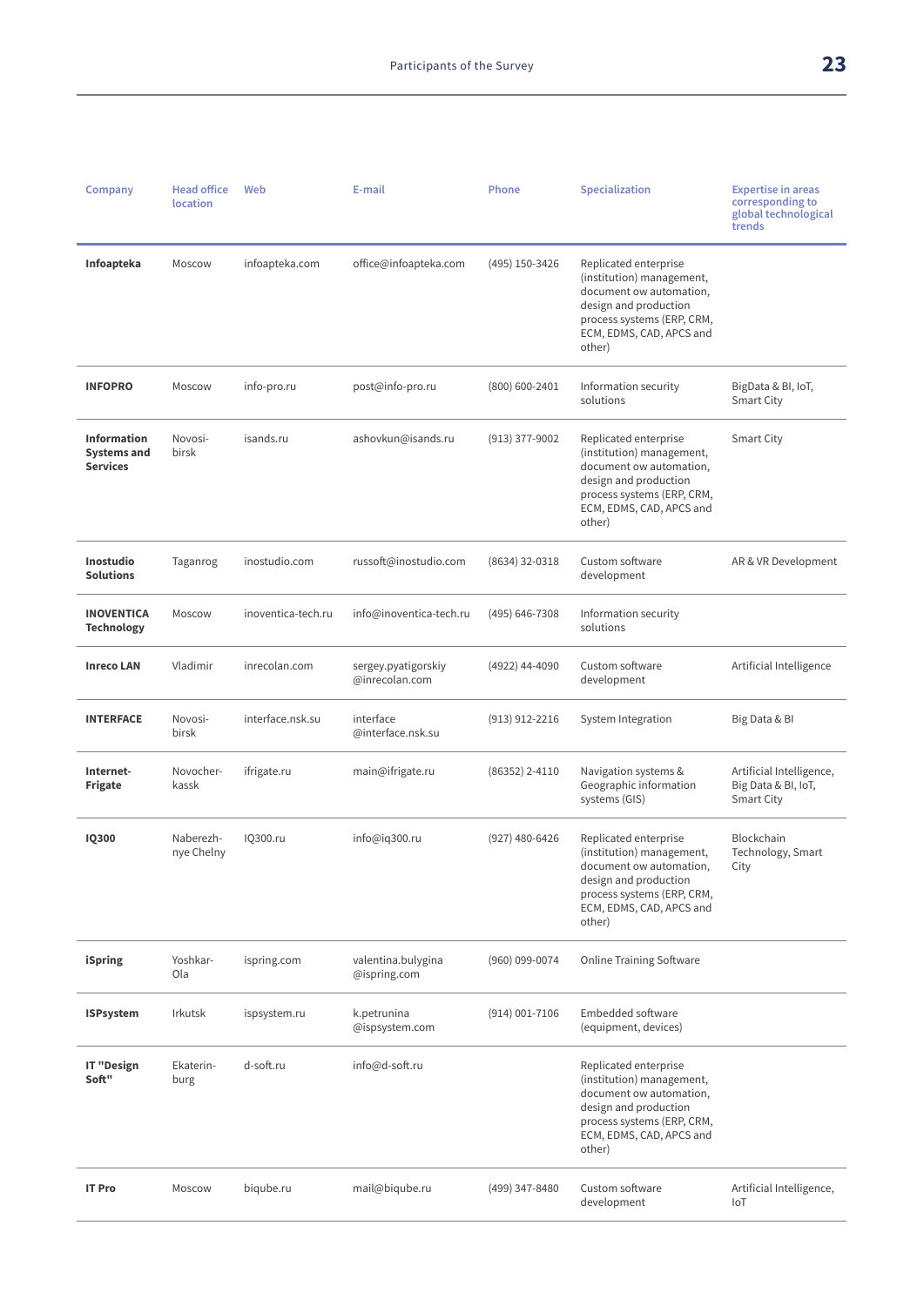| Company | Head office location | Web | E-mail | Phone | Specialization | Expertise in areas corresponding to global technological trends |
|---|---|---|---|---|---|---|
| **Infoapteka** | Moscow | infoapteka.com | office@infoapteka.com | (495) 150-3426 | Replicated enterprise (institution) management, document ow automation, design and production process systems (ERP, CRM, ECM, EDMS, CAD, APCS and other) | |
| **INFOPRO** | Moscow | info-pro.ru | post@info-pro.ru | (800) 600-2401 | Information security solutions | BigData & BI, IoT, Smart City |
| **Information Systems and Services** | Novosibirsk | isands.ru | ashovkun@isands.ru | (913) 377-9002 | Replicated enterprise (institution) management, document ow automation, design and production process systems (ERP, CRM, ECM, EDMS, CAD, APCS and other) | Smart City |
| **Inostudio Solutions** | Taganrog | inostudio.com | russoft@inostudio.com | (8634) 32-0318 | Custom software development | AR & VR Development |
| **INOVENTICA Technology** | Moscow | inoventica-tech.ru | info@inoventica-tech.ru | (495) 646-7308 | Information security solutions | |
| **Inreco LAN** | Vladimir | inrecolan.com | sergey.pyatigorskiy@inrecolan.com | (4922) 44-4090 | Custom software development | Artificial Intelligence |
| **INTERFACE** | Novosibirsk | interface.nsk.su | interface@interface.nsk.su | (913) 912-2216 | System Integration | Big Data & BI |
| **Internet-Frigate** | Novocherkassk | ifrigate.ru | main@ifrigate.ru | (86352) 2-4110 | Navigation systems & Geographic information systems (GIS) | Artificial Intelligence, Big Data & BI, IoT, Smart City |
| **IQ300** | Naberezhnye Chelny | IQ300.ru | info@iq300.ru | (927) 480-6426 | Replicated enterprise (institution) management, document ow automation, design and production process systems (ERP, CRM, ECM, EDMS, CAD, APCS and other) | Blockchain Technology, Smart City |
| **iSpring** | Yoshkar-Ola | ispring.com | valentina.bulygina@ispring.com | (960) 099-0074 | Online Training Software | |
| **ISPsystem** | Irkutsk | ispsystem.ru | k.petrunina@ispsystem.com | (914) 001-7106 | Embedded software (equipment, devices) | |
| **IT "Design Soft"** | Ekaterinburg | d-soft.ru | info@d-soft.ru | | Replicated enterprise (institution) management, document ow automation, design and production process systems (ERP, CRM, ECM, EDMS, CAD, APCS and other) | |
| **IT Pro** | Moscow | biqube.ru | mail@biqube.ru | (499) 347-8480 | Custom software development | Artificial Intelligence, IoT |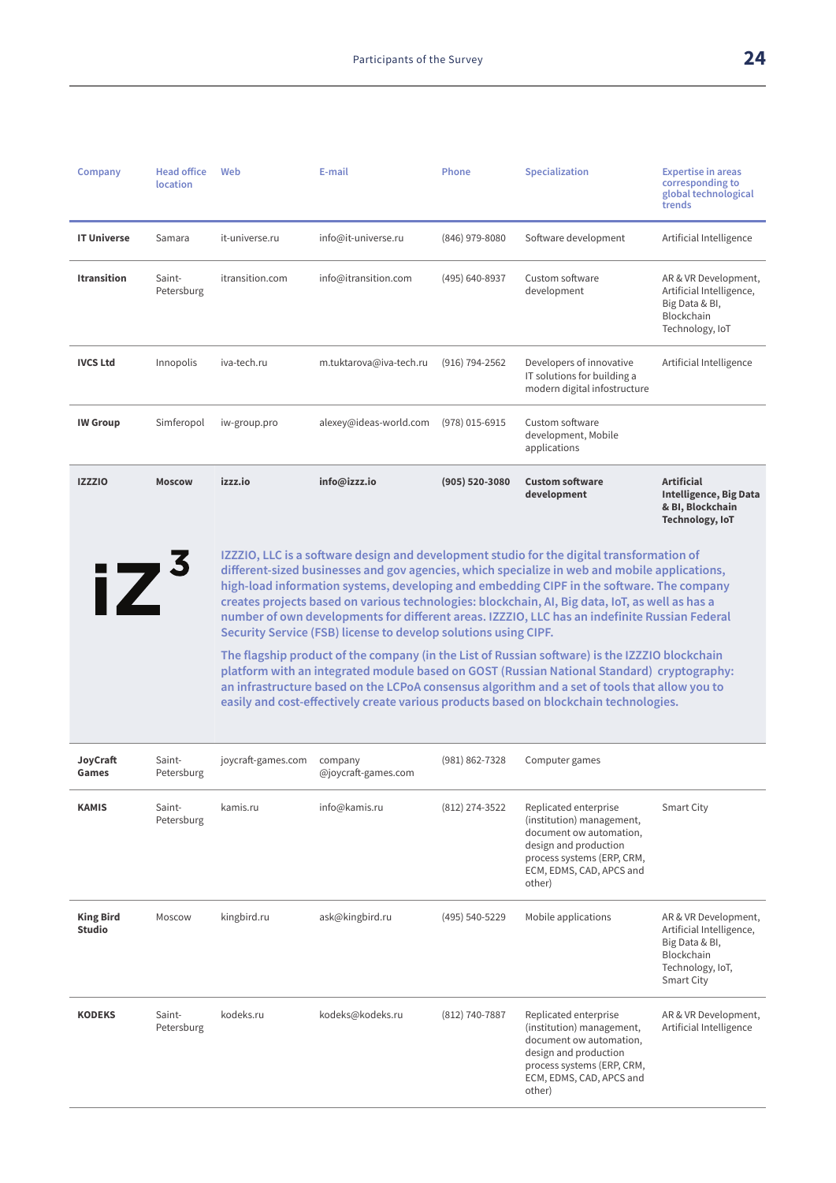| Company | Head office location | Web | E-mail | Phone | Specialization | Expertise in areas corresponding to global technological trends |
|---|---|---|---|---|---|---|
| **IT Universe** | Samara | it-universe.ru | info@it-universe.ru | (846) 979-8080 | Software development | Artificial Intelligence |
| **Itransition** | Saint-Petersburg | itransition.com | info@itransition.com | (495) 640-8937 | Custom software development | AR & VR Development, Artificial Intelligence, Big Data & BI, Blockchain Technology, IoT |
| **IVCS Ltd** | Innopolis | iva-tech.ru | m.tuktarova@iva-tech.ru | (916) 794-2562 | Developers of innovative IT solutions for building a modern digital infostructure | Artificial Intelligence |
| **IW Group** | Simferopol | iw-group.pro | alexey@ideas-world.com | (978) 015-6915 | Custom software development, Mobile applications | |
| **IZZZIO** | **Moscow** | **izzz.io** | **info@izzz.io** | **(905) 520-3080** | **Custom software development** | **Artificial Intelligence, Big Data & BI, Blockchain Technology, IoT** |
| **JoyCraft Games** | Saint-Petersburg | joycraft-games.com | company @joycraft-games.com | (981) 862-7328 | Computer games | |
| **KAMIS** | Saint-Petersburg | kamis.ru | info@kamis.ru | (812) 274-3522 | Replicated enterprise (institution) management, document ow automation, design and production process systems (ERP, CRM, ECM, EDMS, CAD, APCS and other) | Smart City |
| **King Bird Studio** | Moscow | kingbird.ru | ask@kingbird.ru | (495) 540-5229 | Mobile applications | AR & VR Development, Artificial Intelligence, Big Data & BI, Blockchain Technology, IoT, Smart City |
| **KODEKS** | Saint-Petersburg | kodeks.ru | kodeks@kodeks.ru | (812) 740-7887 | Replicated enterprise (institution) management, document ow automation, design and production process systems (ERP, CRM, ECM, EDMS, CAD, APCS and other) | AR & VR Development, Artificial Intelligence |

**IZZZIO**

IZZZIO, LLC is a software design and development studio for the digital transformation of different-sized businesses and gov agencies, which specialize in web and mobile applications, high-load information systems, developing and embedding CIPF in the software. The company creates projects based on various technologies: blockchain, AI, Big data, IoT, as well as has a number of own developments for different areas. IZZZIO, LLC has an indefinite Russian Federal Security Service (FSB) license to develop solutions using CIPF.

The flagship product of the company (in the List of Russian software) is the IZZZIO blockchain platform with an integrated module based on GOST (Russian National Standard) cryptography: an infrastructure based on the LCPoA consensus algorithm and a set of tools that allow you to easily and cost-effectively create various products based on blockchain technologies.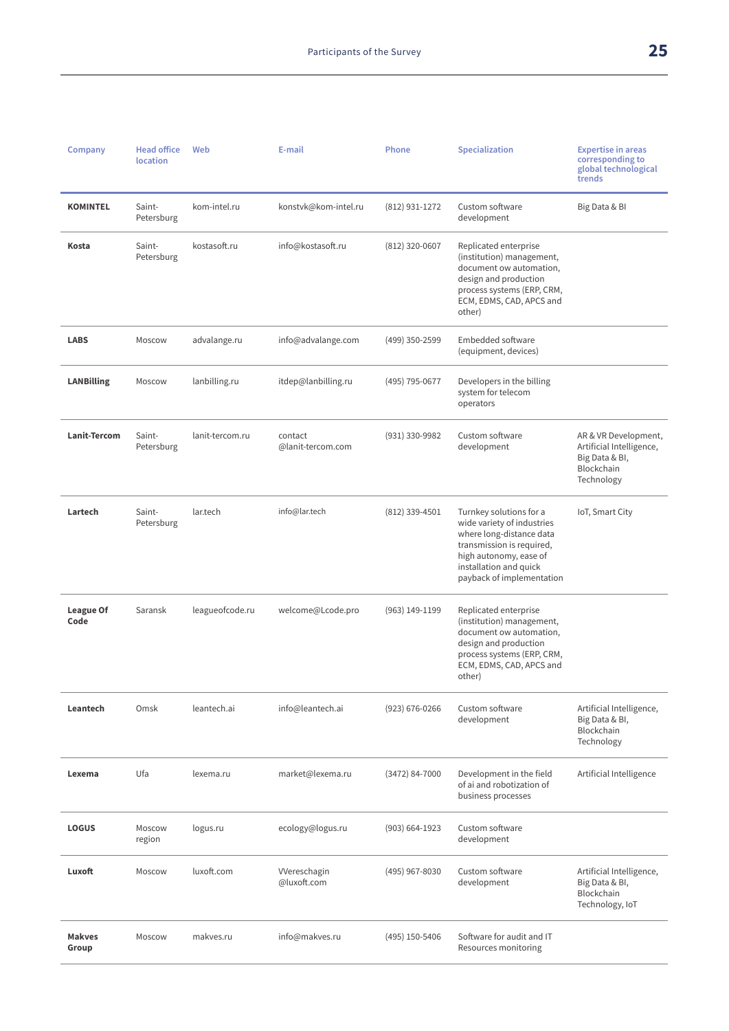| Company | Head office location | Web | E-mail | Phone | Specialization | Expertise in areas corresponding to global technological trends |
|---|---|---|---|---|---|---|
| **KOMINTEL** | Saint-Petersburg | kom-intel.ru | konstvk@kom-intel.ru | (812) 931-1272 | Custom software development | Big Data & BI |
| **Kosta** | Saint-Petersburg | kostasoft.ru | info@kostasoft.ru | (812) 320-0607 | Replicated enterprise (institution) management, document ow automation, design and production process systems (ERP, CRM, ECM, EDMS, CAD, APCS and other) | |
| **LABS** | Moscow | advalange.ru | info@advalange.com | (499) 350-2599 | Embedded software (equipment, devices) | |
| **LANBilling** | Moscow | lanbilling.ru | itdep@lanbilling.ru | (495) 795-0677 | Developers in the billing system for telecom operators | |
| **Lanit-Tercom** | Saint-Petersburg | lanit-tercom.ru | contact @lanit-tercom.com | (931) 330-9982 | Custom software development | AR & VR Development, Artificial Intelligence, Big Data & BI, Blockchain Technology |
| **Lartech** | Saint-Petersburg | lar.tech | info@lar.tech | (812) 339-4501 | Turnkey solutions for a wide variety of industries where long-distance data transmission is required, high autonomy, ease of installation and quick payback of implementation | IoT, Smart City |
| **League Of Code** | Saransk | leagueofcode.ru | welcome@Lcode.pro | (963) 149-1199 | Replicated enterprise (institution) management, document ow automation, design and production process systems (ERP, CRM, ECM, EDMS, CAD, APCS and other) | |
| **Leantech** | Omsk | leantech.ai | info@leantech.ai | (923) 676-0266 | Custom software development | Artificial Intelligence, Big Data & BI, Blockchain Technology |
| **Lexema** | Ufa | lexema.ru | market@lexema.ru | (3472) 84-7000 | Development in the field of ai and robotization of business processes | Artificial Intelligence |
| **LOGUS** | Moscow region | logus.ru | ecology@logus.ru | (903) 664-1923 | Custom software development | |
| **Luxoft** | Moscow | luxoft.com | VVereschagin @luxoft.com | (495) 967-8030 | Custom software development | Artificial Intelligence, Big Data & BI, Blockchain Technology, IoT |
| **Makves Group** | Moscow | makves.ru | info@makves.ru | (495) 150-5406 | Software for audit and IT Resources monitoring | |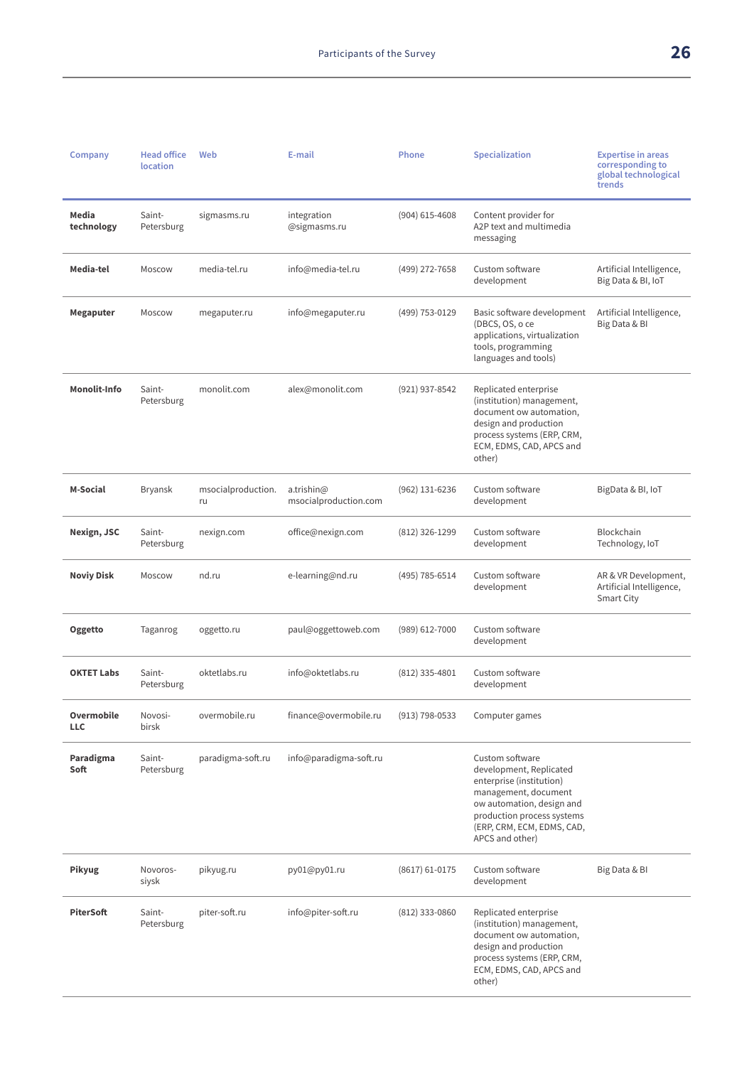| Company | Head office location | Web | E-mail | Phone | Specialization | Expertise in areas corresponding to global technological trends |
|---|---|---|---|---|---|---|
| **Media technology** | Saint-Petersburg | sigmasms.ru | integration @sigmasms.ru | (904) 615-4608 | Content provider for A2P text and multimedia messaging | |
| **Media-tel** | Moscow | media-tel.ru | info@media-tel.ru | (499) 272-7658 | Custom software development | Artificial Intelligence, Big Data & BI, IoT |
| **Megaputer** | Moscow | megaputer.ru | info@megaputer.ru | (499) 753-0129 | Basic software development (DBCS, OS, o ce applications, virtualization tools, programming languages and tools) | Artificial Intelligence, Big Data & BI |
| **Monolit-Info** | Saint-Petersburg | monolit.com | alex@monolit.com | (921) 937-8542 | Replicated enterprise (institution) management, document ow automation, design and production process systems (ERP, CRM, ECM, EDMS, CAD, APCS and other) | |
| **M-Social** | Bryansk | msocialproduction.ru | a.trishin@ msocialproduction.com | (962) 131-6236 | Custom software development | BigData & BI, IoT |
| **Nexign, JSC** | Saint-Petersburg | nexign.com | office@nexign.com | (812) 326-1299 | Custom software development | Blockchain Technology, IoT |
| **Noviy Disk** | Moscow | nd.ru | e-learning@nd.ru | (495) 785-6514 | Custom software development | AR & VR Development, Artificial Intelligence, Smart City |
| **Oggetto** | Taganrog | oggetto.ru | paul@oggettoweb.com | (989) 612-7000 | Custom software development | |
| **OKTET Labs** | Saint-Petersburg | oktetlabs.ru | info@oktetlabs.ru | (812) 335-4801 | Custom software development | |
| **Overmobile LLC** | Novosibirsk | overmobile.ru | finance@overmobile.ru | (913) 798-0533 | Computer games | |
| **Paradigma Soft** | Saint-Petersburg | paradigma-soft.ru | info@paradigma-soft.ru | | Custom software development, Replicated enterprise (institution) management, document ow automation, design and production process systems (ERP, CRM, ECM, EDMS, CAD, APCS and other) | |
| **Pikyug** | Novorossiysk | pikyug.ru | py01@py01.ru | (8617) 61-0175 | Custom software development | Big Data & BI |
| **PiterSoft** | Saint-Petersburg | piter-soft.ru | info@piter-soft.ru | (812) 333-0860 | Replicated enterprise (institution) management, document ow automation, design and production process systems (ERP, CRM, ECM, EDMS, CAD, APCS and other) | |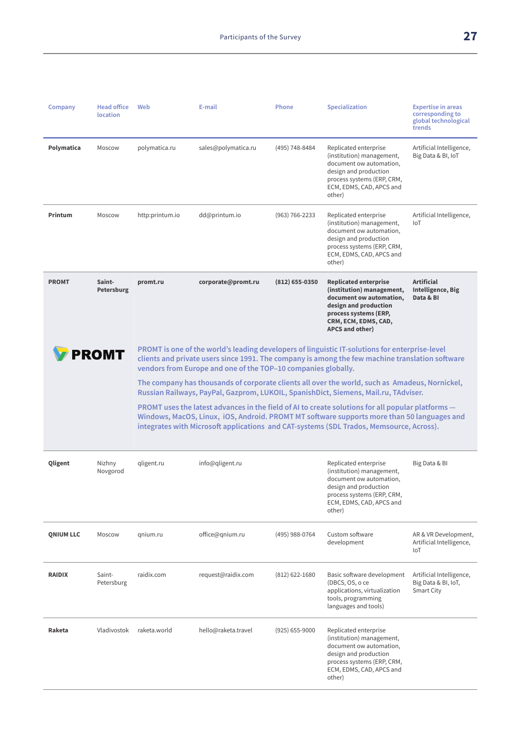| Company | Head office location | Web | E-mail | Phone | Specialization | Expertise in areas corresponding to global technological trends |
|---|---|---|---|---|---|---|
| **Polymatica** | Moscow | polymatica.ru | sales@polymatica.ru | (495) 748-8484 | Replicated enterprise (institution) management, document ow automation, design and production process systems (ERP, CRM, ECM, EDMS, CAD, APCS and other) | Artificial Intelligence, Big Data & BI, IoT |
| **Printum** | Moscow | http:printum.io | dd@printum.io | (963) 766-2233 | Replicated enterprise (institution) management, document ow automation, design and production process systems (ERP, CRM, ECM, EDMS, CAD, APCS and other) | Artificial Intelligence, IoT |
| **PROMT** | **Saint-Petersburg** | **promt.ru** | **corporate@promt.ru** | **(812) 655-0350** | **Replicated enterprise (institution) management, document ow automation, design and production process systems (ERP, CRM, ECM, EDMS, CAD, APCS and other)** | **Artificial Intelligence, Big Data & BI** |
| **Qligent** | Nizhny Novgorod | qligent.ru | info@qligent.ru | | Replicated enterprise (institution) management, document ow automation, design and production process systems (ERP, CRM, ECM, EDMS, CAD, APCS and other) | Big Data & BI |
| **QNIUM LLC** | Moscow | qnium.ru | office@qnium.ru | (495) 988-0764 | Custom software development | AR & VR Development, Artificial Intelligence, IoT |
| **RAIDIX** | Saint-Petersburg | raidix.com | request@raidix.com | (812) 622-1680 | Basic software development (DBCS, OS, o ce applications, virtualization tools, programming languages and tools) | Artificial Intelligence, Big Data & BI, IoT, Smart City |
| **Raketa** | Vladivostok | raketa.world | hello@raketa.travel | (925) 655-9000 | Replicated enterprise (institution) management, document ow automation, design and production process systems (ERP, CRM, ECM, EDMS, CAD, APCS and other) | |

**PROMT**

PROMT is one of the world's leading developers of linguistic IT-solutions for enterprise-level clients and private users since 1991. The company is among the few machine translation software vendors from Europe and one of the TOP–10 companies globally.

The company has thousands of corporate clients all over the world, such as Amadeus, Nornickel, Russian Railways, PayPal, Gazprom, LUKOIL, SpanishDict, Siemens, Mail.ru, TAdviser.

PROMT uses the latest advances in the field of AI to create solutions for all popular platforms — Windows, MacOS, Linux, iOS, Android. PROMT MT software supports more than 50 languages and integrates with Microsoft applications and CAT-systems (SDL Trados, Memsource, Across).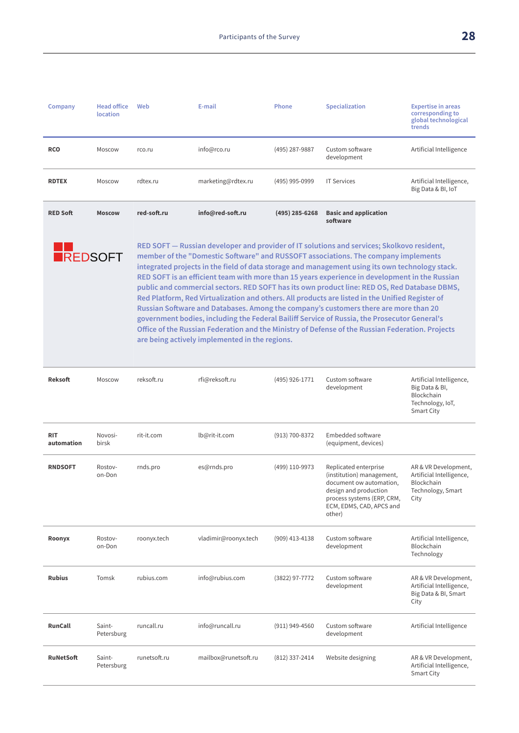| Company | Head office location | Web | E-mail | Phone | Specialization | Expertise in areas corresponding to global technological trends |
|---|---|---|---|---|---|---|
| **RCO** | Moscow | rco.ru | info@rco.ru | (495) 287-9887 | Custom software development | Artificial Intelligence |
| **RDTEX** | Moscow | rdtex.ru | marketing@rdtex.ru | (495) 995-0999 | IT Services | Artificial Intelligence, Big Data & BI, IoT |
| **RED Soft** | **Moscow** | **red-soft.ru** | **info@red-soft.ru** | **(495) 285-6268** | **Basic and application software** | |
| | | RED SOFT — Russian developer and provider of IT solutions and services; Skolkovo resident, member of the "Domestic Software" and RUSSOFT associations. The company implements integrated projects in the field of data storage and management using its own technology stack. RED SOFT is an efficient team with more than 15 years experience in development in the Russian public and commercial sectors. RED SOFT has its own product line: RED OS, Red Database DBMS, Red Platform, Red Virtualization and others. All products are listed in the Unified Register of Russian Software and Databases. Among the company's customers there are more than 20 government bodies, including the Federal Bailiff Service of Russia, the Prosecutor General's Office of the Russian Federation and the Ministry of Defense of the Russian Federation. Projects are being actively implemented in the regions. | | | | |
| **Reksoft** | Moscow | reksoft.ru | rfi@reksoft.ru | (495) 926-1771 | Custom software development | Artificial Intelligence, Big Data & BI, Blockchain Technology, IoT, Smart City |
| **RIT automation** | Novosibirsk | rit-it.com | lb@rit-it.com | (913) 700-8372 | Embedded software (equipment, devices) | |
| **RNDSOFT** | Rostov-on-Don | rnds.pro | es@rnds.pro | (499) 110-9973 | Replicated enterprise (institution) management, document ow automation, design and production process systems (ERP, CRM, ECM, EDMS, CAD, APCS and other) | AR & VR Development, Artificial Intelligence, Blockchain Technology, Smart City |
| **Roonyx** | Rostov-on-Don | roonyx.tech | vladimir@roonyx.tech | (909) 413-4138 | Custom software development | Artificial Intelligence, Blockchain Technology |
| **Rubius** | Tomsk | rubius.com | info@rubius.com | (3822) 97-7772 | Custom software development | AR & VR Development, Artificial Intelligence, Big Data & BI, Smart City |
| **RunCall** | Saint-Petersburg | runcall.ru | info@runcall.ru | (911) 949-4560 | Custom software development | Artificial Intelligence |
| **RuNetSoft** | Saint-Petersburg | runetsoft.ru | mailbox@runetsoft.ru | (812) 337-2414 | Website designing | AR & VR Development, Artificial Intelligence, Smart City |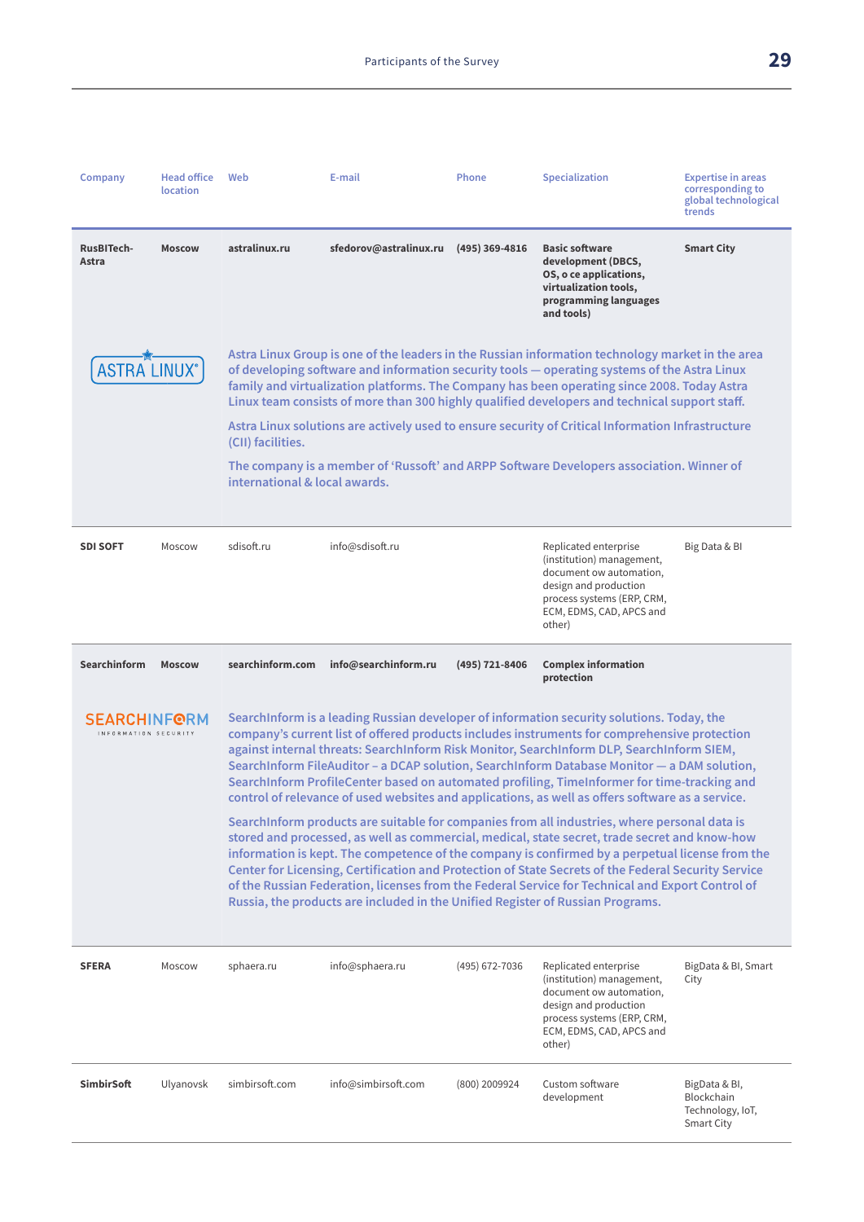| Company | Head office location | Web | E-mail | Phone | Specialization | Expertise in areas corresponding to global technological trends |
|---|---|---|---|---|---|---|
| **RusBITech-Astra** | **Moscow** | **astralinux.ru** | **sfedorov@astralinux.ru** | **(495) 369-4816** | **Basic software development (DBCS, OS, o ce applications, virtualization tools, programming languages and tools)** | **Smart City** |
| **SDI SOFT** | Moscow | sdisoft.ru | info@sdisoft.ru | | Replicated enterprise (institution) management, document ow automation, design and production process systems (ERP, CRM, ECM, EDMS, CAD, APCS and other) | Big Data & BI |
| **Searchinform** | **Moscow** | **searchinform.com** | **info@searchinform.ru** | **(495) 721-8406** | **Complex information protection** | |
| **SFERA** | Moscow | sphaera.ru | info@sphaera.ru | (495) 672-7036 | Replicated enterprise (institution) management, document ow automation, design and production process systems (ERP, CRM, ECM, EDMS, CAD, APCS and other) | BigData & BI, Smart City |
| **SimbirSoft** | Ulyanovsk | simbirsoft.com | info@simbirsoft.com | (800) 2009924 | Custom software development | BigData & BI, Blockchain Technology, IoT, Smart City |

**RusBITech-Astra (ASTRA LINUX)**

Astra Linux Group is one of the leaders in the Russian information technology market in the area of developing software and information security tools — operating systems of the Astra Linux family and virtualization platforms. The Company has been operating since 2008. Today Astra Linux team consists of more than 300 highly qualified developers and technical support staff.

Astra Linux solutions are actively used to ensure security of Critical Information Infrastructure (CII) facilities.

The company is a member of 'Russoft' and ARPP Software Developers association. Winner of international & local awards.

**Searchinform (SEARCHINFORM INFORMATION SECURITY)**

SearchInform is a leading Russian developer of information security solutions. Today, the company's current list of offered products includes instruments for comprehensive protection against internal threats: SearchInform Risk Monitor, SearchInform DLP, SearchInform SIEM, SearchInform FileAuditor – a DCAP solution, SearchInform Database Monitor — a DAM solution, SearchInform ProfileCenter based on automated profiling, TimeInformer for time-tracking and control of relevance of used websites and applications, as well as offers software as a service.

SearchInform products are suitable for companies from all industries, where personal data is stored and processed, as well as commercial, medical, state secret, trade secret and know-how information is kept. The competence of the company is confirmed by a perpetual license from the Center for Licensing, Certification and Protection of State Secrets of the Federal Security Service of the Russian Federation, licenses from the Federal Service for Technical and Export Control of Russia, the products are included in the Unified Register of Russian Programs.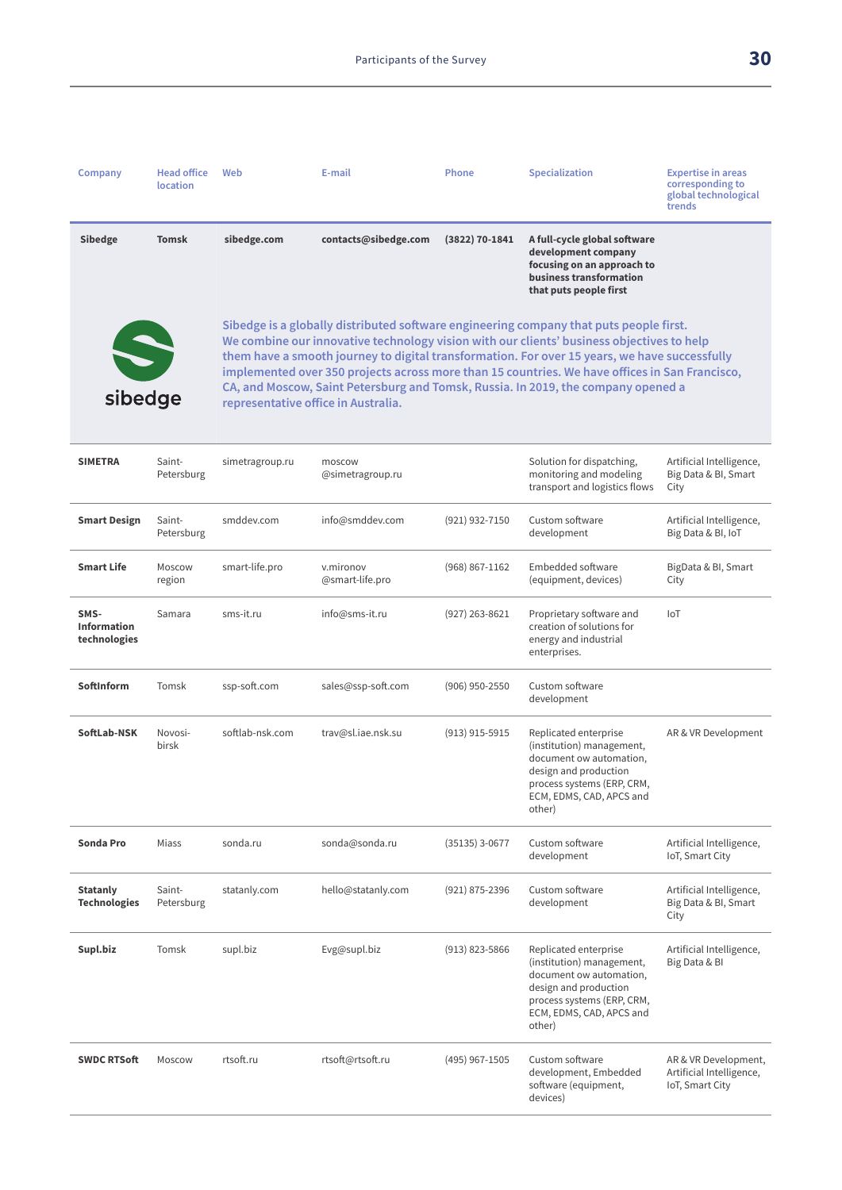| Company | Head office location | Web | E-mail | Phone | Specialization | Expertise in areas corresponding to global technological trends |
|---|---|---|---|---|---|---|
| **Sibedge** | **Tomsk** | **sibedge.com** | **contacts@sibedge.com** | **(3822) 70-1841** | **A full-cycle global software development company focusing on an approach to business transformation that puts people first** | |
| sibedge | Sibedge is a globally distributed software engineering company that puts people first. We combine our innovative technology vision with our clients' business objectives to help them have a smooth journey to digital transformation. For over 15 years, we have successfully implemented over 350 projects across more than 15 countries. We have offices in San Francisco, CA, and Moscow, Saint Petersburg and Tomsk, Russia. In 2019, the company opened a representative office in Australia. | | | | | |
| **SIMETRA** | Saint-Petersburg | simetragroup.ru | moscow @simetragroup.ru | | Solution for dispatching, monitoring and modeling transport and logistics flows | Artificial Intelligence, Big Data & BI, Smart City |
| **Smart Design** | Saint-Petersburg | smddev.com | info@smddev.com | (921) 932-7150 | Custom software development | Artificial Intelligence, Big Data & BI, IoT |
| **Smart Life** | Moscow region | smart-life.pro | v.mironov @smart-life.pro | (968) 867-1162 | Embedded software (equipment, devices) | BigData & BI, Smart City |
| **SMS-Information technologies** | Samara | sms-it.ru | info@sms-it.ru | (927) 263-8621 | Proprietary software and creation of solutions for energy and industrial enterprises. | IoT |
| **SoftInform** | Tomsk | ssp-soft.com | sales@ssp-soft.com | (906) 950-2550 | Custom software development | |
| **SoftLab-NSK** | Novosi-birsk | softlab-nsk.com | trav@sl.iae.nsk.su | (913) 915-5915 | Replicated enterprise (institution) management, document ow automation, design and production process systems (ERP, CRM, ECM, EDMS, CAD, APCS and other) | AR & VR Development |
| **Sonda Pro** | Miass | sonda.ru | sonda@sonda.ru | (35135) 3-0677 | Custom software development | Artificial Intelligence, IoT, Smart City |
| **Statanly Technologies** | Saint-Petersburg | statanly.com | hello@statanly.com | (921) 875-2396 | Custom software development | Artificial Intelligence, Big Data & BI, Smart City |
| **Supl.biz** | Tomsk | supl.biz | Evg@supl.biz | (913) 823-5866 | Replicated enterprise (institution) management, document ow automation, design and production process systems (ERP, CRM, ECM, EDMS, CAD, APCS and other) | Artificial Intelligence, Big Data & BI |
| **SWDC RTSoft** | Moscow | rtsoft.ru | rtsoft@rtsoft.ru | (495) 967-1505 | Custom software development, Embedded software (equipment, devices) | AR & VR Development, Artificial Intelligence, IoT, Smart City |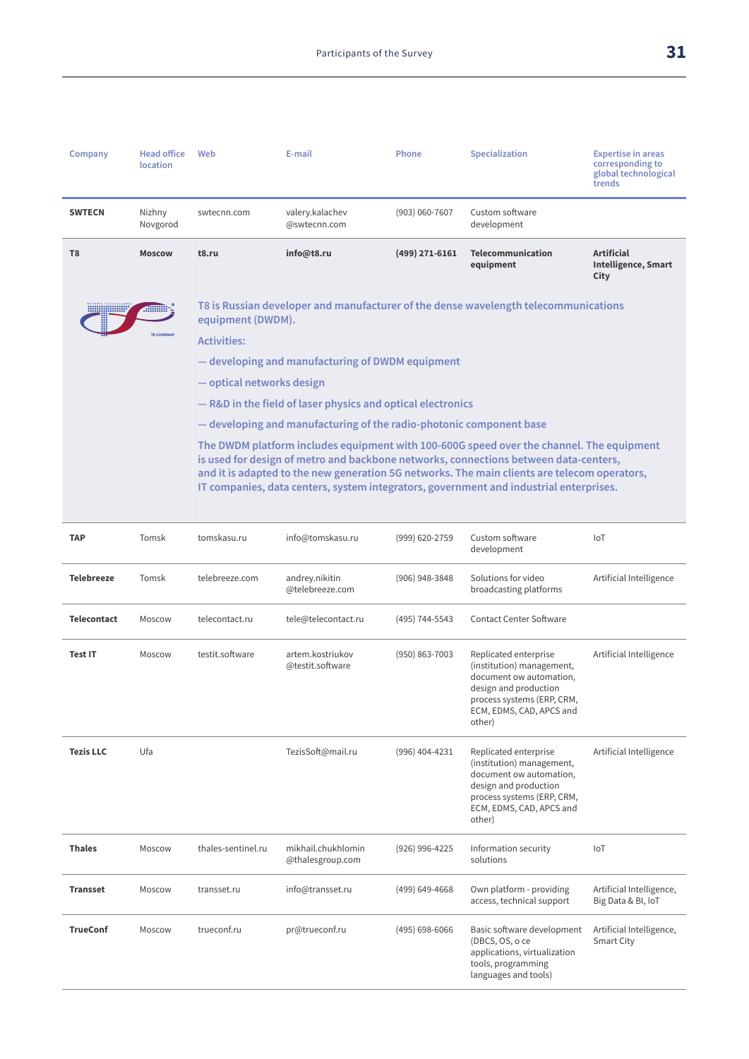| Company | Head office location | Web | E-mail | Phone | Specialization | Expertise in areas corresponding to global technological trends |
|---|---|---|---|---|---|---|
| **SWTECN** | Nizhny Novgorod | swtecnn.com | valery.kalachev @swtecnn.com | (903) 060-7607 | Custom software development | |
| **T8** | **Moscow** | **t8.ru** | **info@t8.ru** | **(499) 271-6161** | **Telecommunication equipment** | **Artificial Intelligence, Smart City** |

T8 is Russian developer and manufacturer of the dense wavelength telecommunications equipment (DWDM).

Activities:

— developing and manufacturing of DWDM equipment

— optical networks design

— R&D in the field of laser physics and optical electronics

— developing and manufacturing of the radio-photonic component base

The DWDM platform includes equipment with 100-600G speed over the channel. The equipment is used for design of metro and backbone networks, connections between data-centers, and it is adapted to the new generation 5G networks. The main clients are telecom operators, IT companies, data centers, system integrators, government and industrial enterprises.

| Company | Head office location | Web | E-mail | Phone | Specialization | Expertise in areas corresponding to global technological trends |
|---|---|---|---|---|---|---|
| **TAP** | Tomsk | tomskasu.ru | info@tomskasu.ru | (999) 620-2759 | Custom software development | IoT |
| **Telebreeze** | Tomsk | telebreeze.com | andrey.nikitin @telebreeze.com | (906) 948-3848 | Solutions for video broadcasting platforms | Artificial Intelligence |
| **Telecontact** | Moscow | telecontact.ru | tele@telecontact.ru | (495) 744-5543 | Contact Center Software | |
| **Test IT** | Moscow | testit.software | artem.kostriukov @testit.software | (950) 863-7003 | Replicated enterprise (institution) management, document ow automation, design and production process systems (ERP, CRM, ECM, EDMS, CAD, APCS and other) | Artificial Intelligence |
| **Tezis LLC** | Ufa | | TezisSoft@mail.ru | (996) 404-4231 | Replicated enterprise (institution) management, document ow automation, design and production process systems (ERP, CRM, ECM, EDMS, CAD, APCS and other) | Artificial Intelligence |
| **Thales** | Moscow | thales-sentinel.ru | mikhail.chukhlomin @thalesgroup.com | (926) 996-4225 | Information security solutions | IoT |
| **Transset** | Moscow | transset.ru | info@transset.ru | (499) 649-4668 | Own platform - providing access, technical support | Artificial Intelligence, Big Data & BI, IoT |
| **TrueConf** | Moscow | trueconf.ru | pr@trueconf.ru | (495) 698-6066 | Basic software development (DBCS, OS, o ce applications, virtualization tools, programming languages and tools) | Artificial Intelligence, Smart City |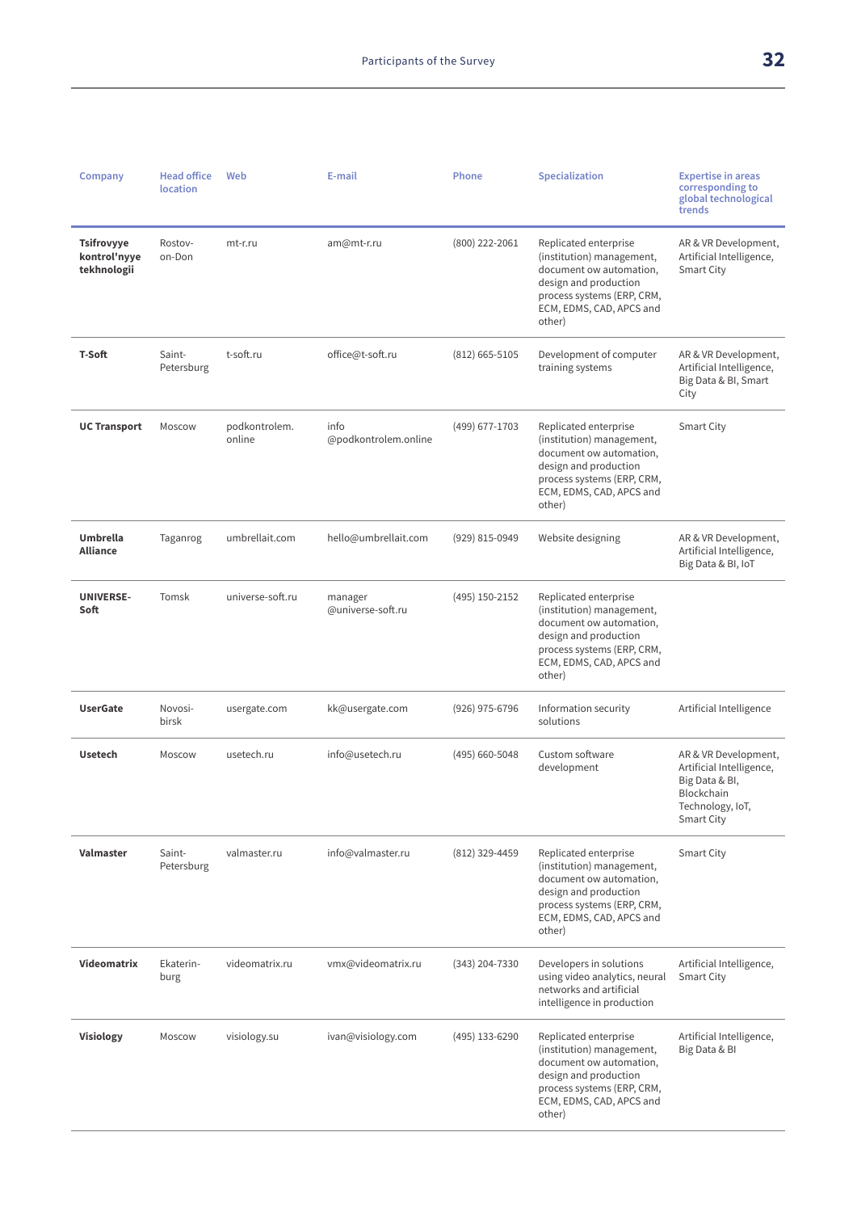| Company | Head office location | Web | E-mail | Phone | Specialization | Expertise in areas corresponding to global technological trends |
|---|---|---|---|---|---|---|
| **Tsifrovyye kontrol'nyye tekhnologii** | Rostov-on-Don | mt-r.ru | am@mt-r.ru | (800) 222-2061 | Replicated enterprise (institution) management, document ow automation, design and production process systems (ERP, CRM, ECM, EDMS, CAD, APCS and other) | AR & VR Development, Artificial Intelligence, Smart City |
| **T-Soft** | Saint-Petersburg | t-soft.ru | office@t-soft.ru | (812) 665-5105 | Development of computer training systems | AR & VR Development, Artificial Intelligence, Big Data & BI, Smart City |
| **UC Transport** | Moscow | podkontrolem.online | info@podkontrolem.online | (499) 677-1703 | Replicated enterprise (institution) management, document ow automation, design and production process systems (ERP, CRM, ECM, EDMS, CAD, APCS and other) | Smart City |
| **Umbrella Alliance** | Taganrog | umbrellait.com | hello@umbrellait.com | (929) 815-0949 | Website designing | AR & VR Development, Artificial Intelligence, Big Data & BI, IoT |
| **UNIVERSE-Soft** | Tomsk | universe-soft.ru | manager@universe-soft.ru | (495) 150-2152 | Replicated enterprise (institution) management, document ow automation, design and production process systems (ERP, CRM, ECM, EDMS, CAD, APCS and other) | |
| **UserGate** | Novosibirsk | usergate.com | kk@usergate.com | (926) 975-6796 | Information security solutions | Artificial Intelligence |
| **Usetech** | Moscow | usetech.ru | info@usetech.ru | (495) 660-5048 | Custom software development | AR & VR Development, Artificial Intelligence, Big Data & BI, Blockchain Technology, IoT, Smart City |
| **Valmaster** | Saint-Petersburg | valmaster.ru | info@valmaster.ru | (812) 329-4459 | Replicated enterprise (institution) management, document ow automation, design and production process systems (ERP, CRM, ECM, EDMS, CAD, APCS and other) | Smart City |
| **Videomatrix** | Ekaterinburg | videomatrix.ru | vmx@videomatrix.ru | (343) 204-7330 | Developers in solutions using video analytics, neural networks and artificial intelligence in production | Artificial Intelligence, Smart City |
| **Visiology** | Moscow | visiology.su | ivan@visiology.com | (495) 133-6290 | Replicated enterprise (institution) management, document ow automation, design and production process systems (ERP, CRM, ECM, EDMS, CAD, APCS and other) | Artificial Intelligence, Big Data & BI |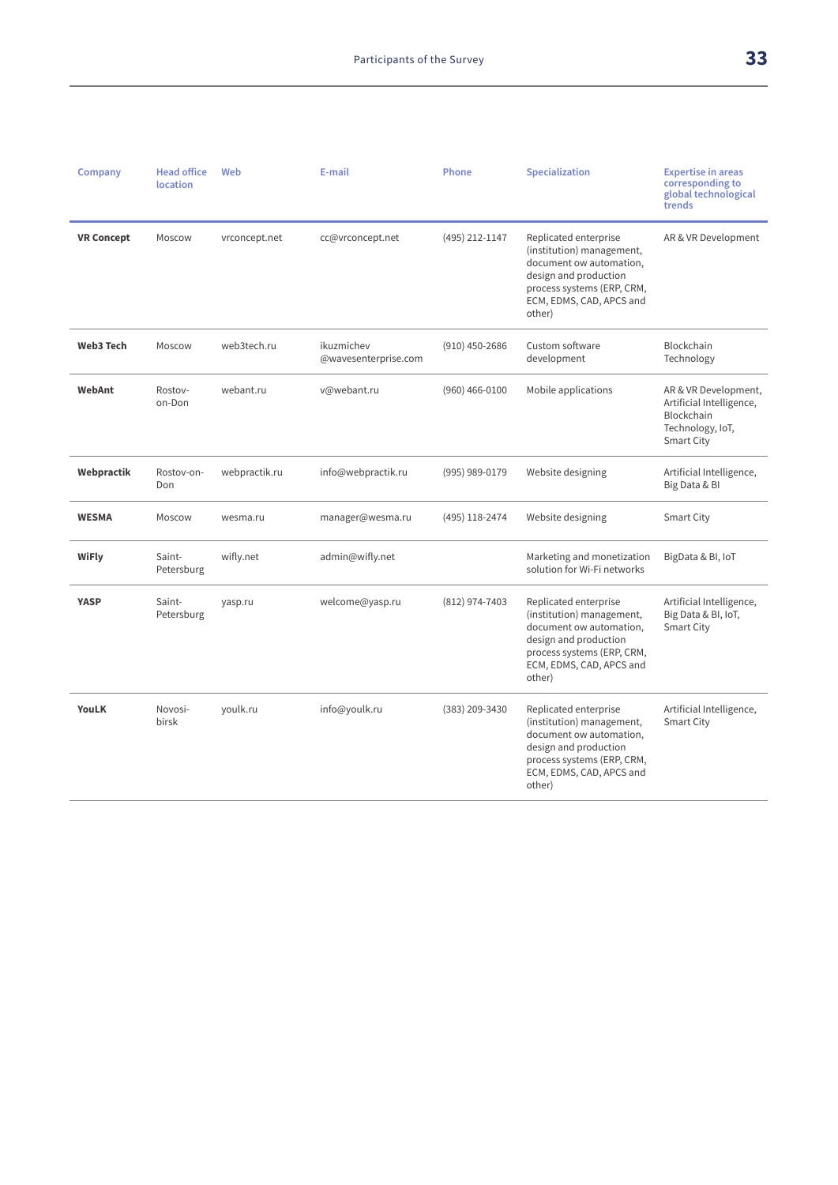| Company | Head office location | Web | E-mail | Phone | Specialization | Expertise in areas corresponding to global technological trends |
|---|---|---|---|---|---|---|
| **VR Concept** | Moscow | vrconcept.net | cc@vrconcept.net | (495) 212-1147 | Replicated enterprise (institution) management, document ow automation, design and production process systems (ERP, CRM, ECM, EDMS, CAD, APCS and other) | AR & VR Development |
| **Web3 Tech** | Moscow | web3tech.ru | ikuzmichev @wavesenterprise.com | (910) 450-2686 | Custom software development | Blockchain Technology |
| **WebAnt** | Rostov-on-Don | webant.ru | v@webant.ru | (960) 466-0100 | Mobile applications | AR & VR Development, Artificial Intelligence, Blockchain Technology, IoT, Smart City |
| **Webpractik** | Rostov-on-Don | webpractik.ru | info@webpractik.ru | (995) 989-0179 | Website designing | Artificial Intelligence, Big Data & BI |
| **WESMA** | Moscow | wesma.ru | manager@wesma.ru | (495) 118-2474 | Website designing | Smart City |
| **WiFly** | Saint-Petersburg | wifly.net | admin@wifly.net | | Marketing and monetization solution for Wi-Fi networks | BigData & BI, IoT |
| **YASP** | Saint-Petersburg | yasp.ru | welcome@yasp.ru | (812) 974-7403 | Replicated enterprise (institution) management, document ow automation, design and production process systems (ERP, CRM, ECM, EDMS, CAD, APCS and other) | Artificial Intelligence, Big Data & BI, IoT, Smart City |
| **YouLK** | Novosibirsk | youlk.ru | info@youlk.ru | (383) 209-3430 | Replicated enterprise (institution) management, document ow automation, design and production process systems (ERP, CRM, ECM, EDMS, CAD, APCS and other) | Artificial Intelligence, Smart City |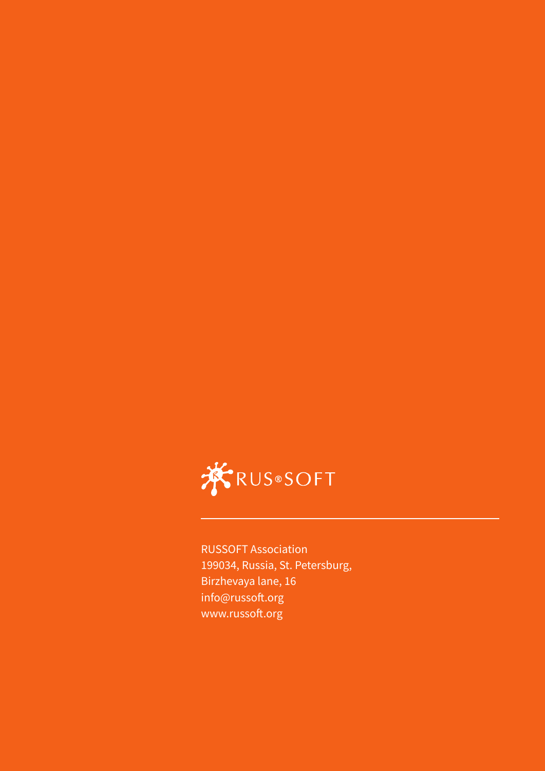RUS®SOFT

RUSSOFT Association
199034, Russia, St. Petersburg,
Birzhevaya lane, 16
info@russoft.org
www.russoft.org